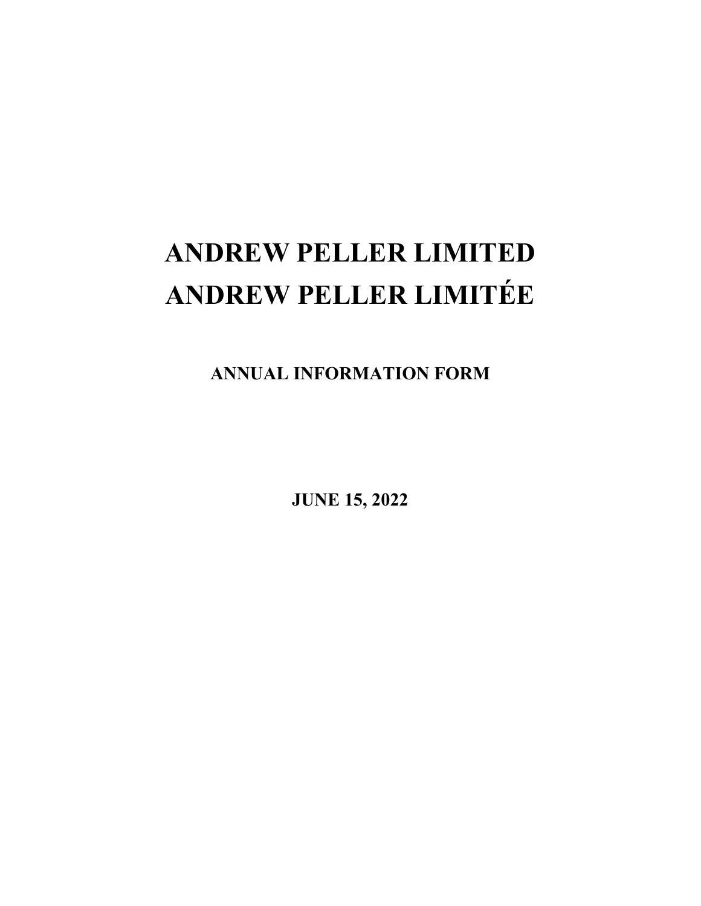# ANDREW PELLER LIMITED
# ANDREW PELLER LIMITÉE

## ANNUAL INFORMATION FORM

**JUNE 15, 2022**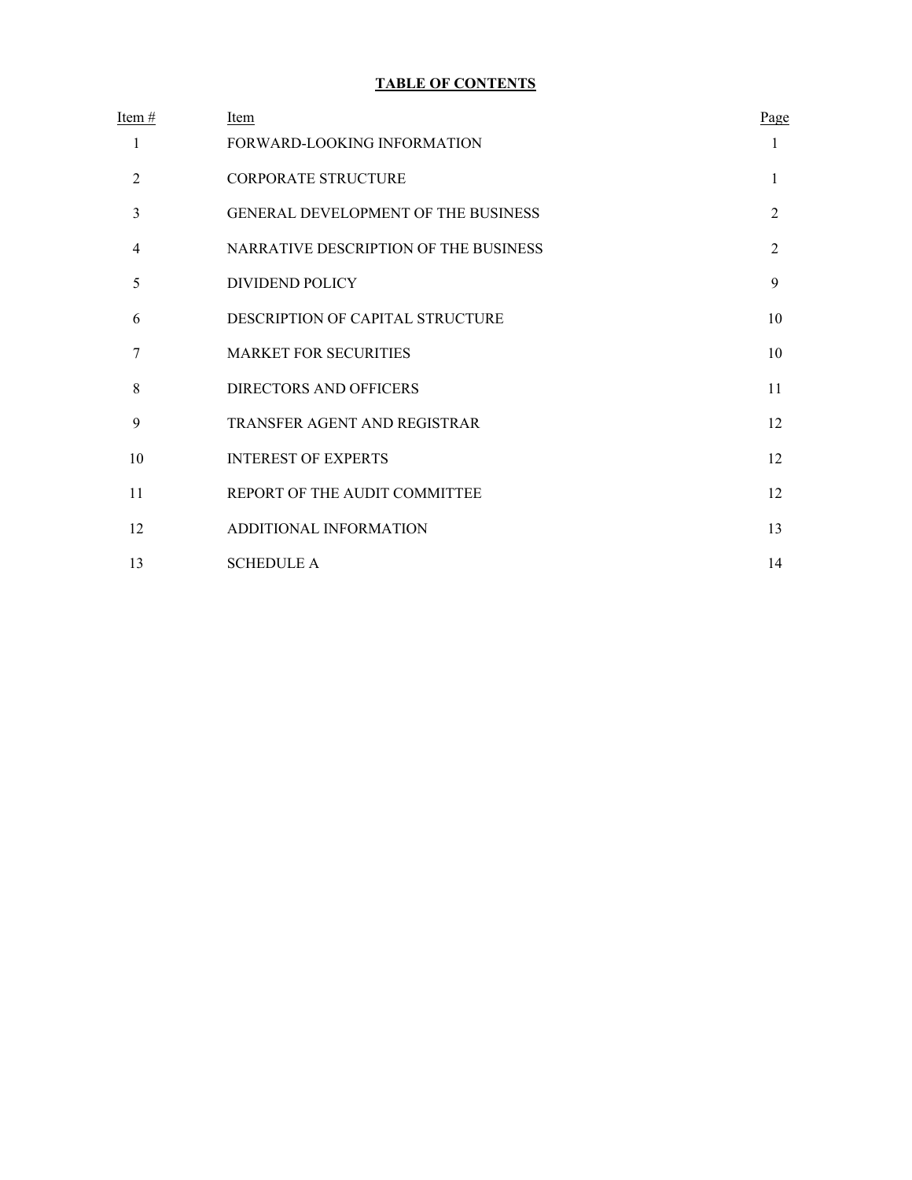**TABLE OF CONTENTS**

| Item # | Item | Page |
|---|---|---|
| 1 | FORWARD-LOOKING INFORMATION | 1 |
| 2 | CORPORATE STRUCTURE | 1 |
| 3 | GENERAL DEVELOPMENT OF THE BUSINESS | 2 |
| 4 | NARRATIVE DESCRIPTION OF THE BUSINESS | 2 |
| 5 | DIVIDEND POLICY | 9 |
| 6 | DESCRIPTION OF CAPITAL STRUCTURE | 10 |
| 7 | MARKET FOR SECURITIES | 10 |
| 8 | DIRECTORS AND OFFICERS | 11 |
| 9 | TRANSFER AGENT AND REGISTRAR | 12 |
| 10 | INTEREST OF EXPERTS | 12 |
| 11 | REPORT OF THE AUDIT COMMITTEE | 12 |
| 12 | ADDITIONAL INFORMATION | 13 |
| 13 | SCHEDULE A | 14 |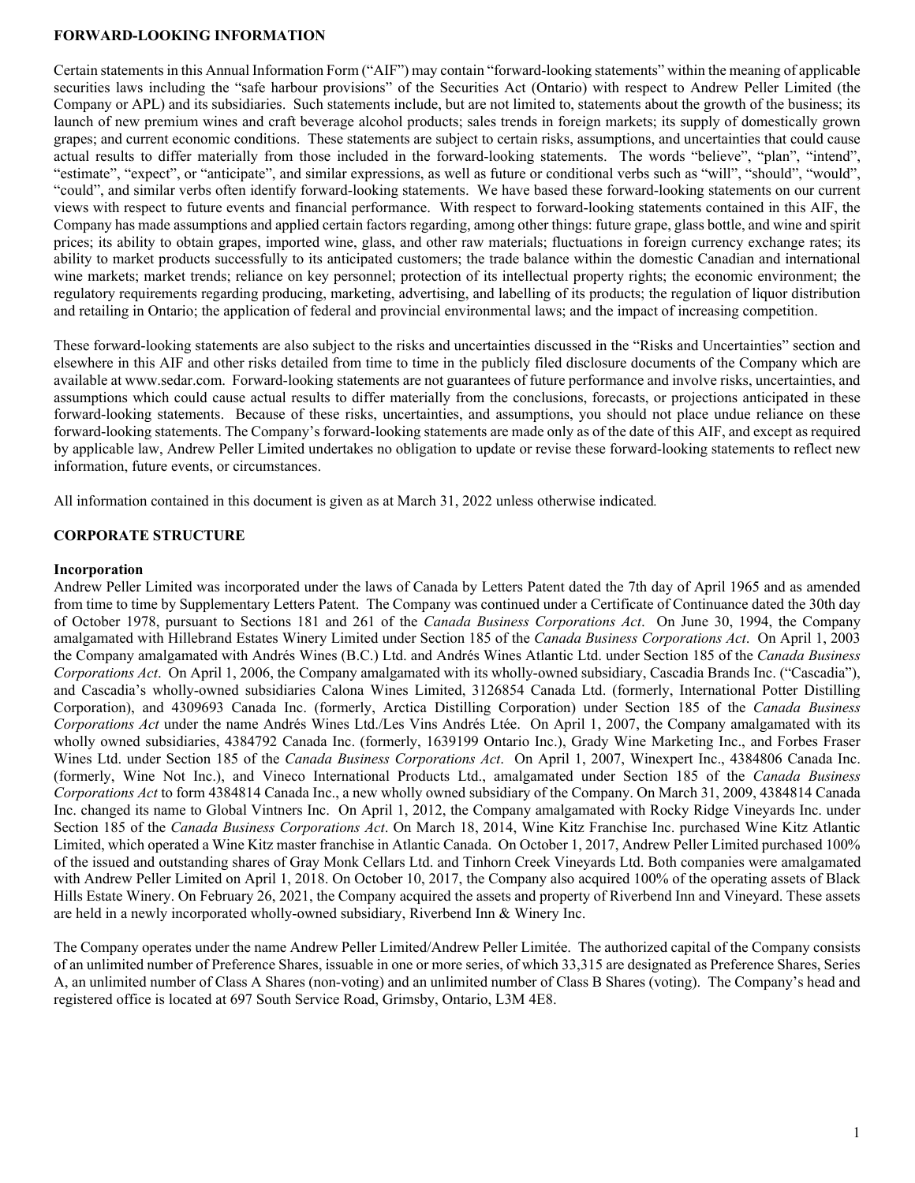## FORWARD-LOOKING INFORMATION

Certain statements in this Annual Information Form ("AIF") may contain "forward-looking statements" within the meaning of applicable securities laws including the "safe harbour provisions" of the Securities Act (Ontario) with respect to Andrew Peller Limited (the Company or APL) and its subsidiaries. Such statements include, but are not limited to, statements about the growth of the business; its launch of new premium wines and craft beverage alcohol products; sales trends in foreign markets; its supply of domestically grown grapes; and current economic conditions. These statements are subject to certain risks, assumptions, and uncertainties that could cause actual results to differ materially from those included in the forward-looking statements. The words "believe", "plan", "intend", "estimate", "expect", or "anticipate", and similar expressions, as well as future or conditional verbs such as "will", "should", "would", "could", and similar verbs often identify forward-looking statements. We have based these forward-looking statements on our current views with respect to future events and financial performance. With respect to forward-looking statements contained in this AIF, the Company has made assumptions and applied certain factors regarding, among other things: future grape, glass bottle, and wine and spirit prices; its ability to obtain grapes, imported wine, glass, and other raw materials; fluctuations in foreign currency exchange rates; its ability to market products successfully to its anticipated customers; the trade balance within the domestic Canadian and international wine markets; market trends; reliance on key personnel; protection of its intellectual property rights; the economic environment; the regulatory requirements regarding producing, marketing, advertising, and labelling of its products; the regulation of liquor distribution and retailing in Ontario; the application of federal and provincial environmental laws; and the impact of increasing competition.

These forward-looking statements are also subject to the risks and uncertainties discussed in the "Risks and Uncertainties" section and elsewhere in this AIF and other risks detailed from time to time in the publicly filed disclosure documents of the Company which are available at www.sedar.com. Forward-looking statements are not guarantees of future performance and involve risks, uncertainties, and assumptions which could cause actual results to differ materially from the conclusions, forecasts, or projections anticipated in these forward-looking statements. Because of these risks, uncertainties, and assumptions, you should not place undue reliance on these forward-looking statements. The Company's forward-looking statements are made only as of the date of this AIF, and except as required by applicable law, Andrew Peller Limited undertakes no obligation to update or revise these forward-looking statements to reflect new information, future events, or circumstances.

All information contained in this document is given as at March 31, 2022 unless otherwise indicated.

## CORPORATE STRUCTURE

### Incorporation

Andrew Peller Limited was incorporated under the laws of Canada by Letters Patent dated the 7th day of April 1965 and as amended from time to time by Supplementary Letters Patent. The Company was continued under a Certificate of Continuance dated the 30th day of October 1978, pursuant to Sections 181 and 261 of the *Canada Business Corporations Act*. On June 30, 1994, the Company amalgamated with Hillebrand Estates Winery Limited under Section 185 of the *Canada Business Corporations Act*. On April 1, 2003 the Company amalgamated with Andrés Wines (B.C.) Ltd. and Andrés Wines Atlantic Ltd. under Section 185 of the *Canada Business Corporations Act*. On April 1, 2006, the Company amalgamated with its wholly-owned subsidiary, Cascadia Brands Inc. ("Cascadia"), and Cascadia's wholly-owned subsidiaries Calona Wines Limited, 3126854 Canada Ltd. (formerly, International Potter Distilling Corporation), and 4309693 Canada Inc. (formerly, Arctica Distilling Corporation) under Section 185 of the *Canada Business Corporations Act* under the name Andrés Wines Ltd./Les Vins Andrés Ltée. On April 1, 2007, the Company amalgamated with its wholly owned subsidiaries, 4384792 Canada Inc. (formerly, 1639199 Ontario Inc.), Grady Wine Marketing Inc., and Forbes Fraser Wines Ltd. under Section 185 of the *Canada Business Corporations Act*. On April 1, 2007, Winexpert Inc., 4384806 Canada Inc. (formerly, Wine Not Inc.), and Vineco International Products Ltd., amalgamated under Section 185 of the *Canada Business Corporations Act* to form 4384814 Canada Inc., a new wholly owned subsidiary of the Company. On March 31, 2009, 4384814 Canada Inc. changed its name to Global Vintners Inc. On April 1, 2012, the Company amalgamated with Rocky Ridge Vineyards Inc. under Section 185 of the *Canada Business Corporations Act*. On March 18, 2014, Wine Kitz Franchise Inc. purchased Wine Kitz Atlantic Limited, which operated a Wine Kitz master franchise in Atlantic Canada. On October 1, 2017, Andrew Peller Limited purchased 100% of the issued and outstanding shares of Gray Monk Cellars Ltd. and Tinhorn Creek Vineyards Ltd. Both companies were amalgamated with Andrew Peller Limited on April 1, 2018. On October 10, 2017, the Company also acquired 100% of the operating assets of Black Hills Estate Winery. On February 26, 2021, the Company acquired the assets and property of Riverbend Inn and Vineyard. These assets are held in a newly incorporated wholly-owned subsidiary, Riverbend Inn & Winery Inc.

The Company operates under the name Andrew Peller Limited/Andrew Peller Limitée. The authorized capital of the Company consists of an unlimited number of Preference Shares, issuable in one or more series, of which 33,315 are designated as Preference Shares, Series A, an unlimited number of Class A Shares (non-voting) and an unlimited number of Class B Shares (voting). The Company's head and registered office is located at 697 South Service Road, Grimsby, Ontario, L3M 4E8.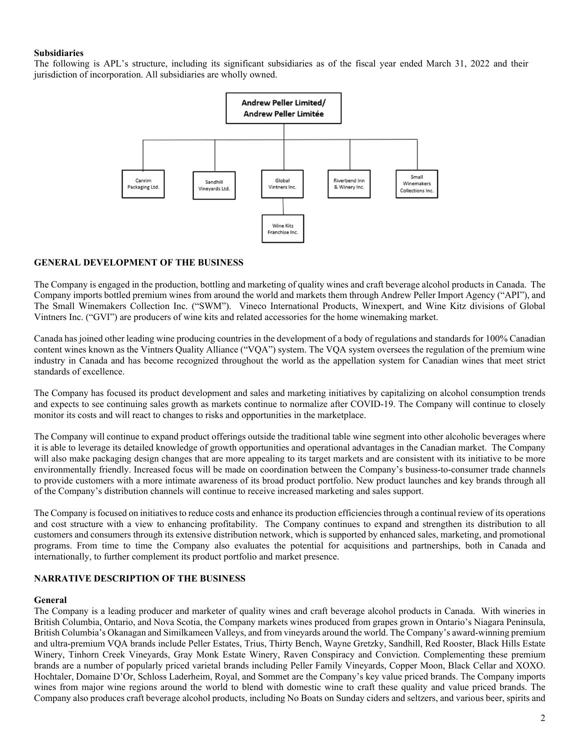**Subsidiaries**

The following is APL's structure, including its significant subsidiaries as of the fiscal year ended March 31, 2022 and their jurisdiction of incorporation. All subsidiaries are wholly owned.

- Andrew Peller Limited/ Andrew Peller Limitée
  - Canrim Packaging Ltd.
  - Sandhill Vineyards Ltd.
  - Global Vintners Inc.
    - Wine Kitz Franchise Inc.
  - Riverbend Inn & Winery Inc.
  - Small Winemakers Collections Inc.

## GENERAL DEVELOPMENT OF THE BUSINESS

The Company is engaged in the production, bottling and marketing of quality wines and craft beverage alcohol products in Canada. The Company imports bottled premium wines from around the world and markets them through Andrew Peller Import Agency ("API"), and The Small Winemakers Collection Inc. ("SWM"). Vineco International Products, Winexpert, and Wine Kitz divisions of Global Vintners Inc. ("GVI") are producers of wine kits and related accessories for the home winemaking market.

Canada has joined other leading wine producing countries in the development of a body of regulations and standards for 100% Canadian content wines known as the Vintners Quality Alliance ("VQA") system. The VQA system oversees the regulation of the premium wine industry in Canada and has become recognized throughout the world as the appellation system for Canadian wines that meet strict standards of excellence.

The Company has focused its product development and sales and marketing initiatives by capitalizing on alcohol consumption trends and expects to see continuing sales growth as markets continue to normalize after COVID-19. The Company will continue to closely monitor its costs and will react to changes to risks and opportunities in the marketplace.

The Company will continue to expand product offerings outside the traditional table wine segment into other alcoholic beverages where it is able to leverage its detailed knowledge of growth opportunities and operational advantages in the Canadian market. The Company will also make packaging design changes that are more appealing to its target markets and are consistent with its initiative to be more environmentally friendly. Increased focus will be made on coordination between the Company's business-to-consumer trade channels to provide customers with a more intimate awareness of its broad product portfolio. New product launches and key brands through all of the Company's distribution channels will continue to receive increased marketing and sales support.

The Company is focused on initiatives to reduce costs and enhance its production efficiencies through a continual review of its operations and cost structure with a view to enhancing profitability. The Company continues to expand and strengthen its distribution to all customers and consumers through its extensive distribution network, which is supported by enhanced sales, marketing, and promotional programs. From time to time the Company also evaluates the potential for acquisitions and partnerships, both in Canada and internationally, to further complement its product portfolio and market presence.

## NARRATIVE DESCRIPTION OF THE BUSINESS

**General**

The Company is a leading producer and marketer of quality wines and craft beverage alcohol products in Canada. With wineries in British Columbia, Ontario, and Nova Scotia, the Company markets wines produced from grapes grown in Ontario's Niagara Peninsula, British Columbia's Okanagan and Similkameen Valleys, and from vineyards around the world. The Company's award-winning premium and ultra-premium VQA brands include Peller Estates, Trius, Thirty Bench, Wayne Gretzky, Sandhill, Red Rooster, Black Hills Estate Winery, Tinhorn Creek Vineyards, Gray Monk Estate Winery, Raven Conspiracy and Conviction. Complementing these premium brands are a number of popularly priced varietal brands including Peller Family Vineyards, Copper Moon, Black Cellar and XOXO. Hochtaler, Domaine D'Or, Schloss Laderheim, Royal, and Sommet are the Company's key value priced brands. The Company imports wines from major wine regions around the world to blend with domestic wine to craft these quality and value priced brands. The Company also produces craft beverage alcohol products, including No Boats on Sunday ciders and seltzers, and various beer, spirits and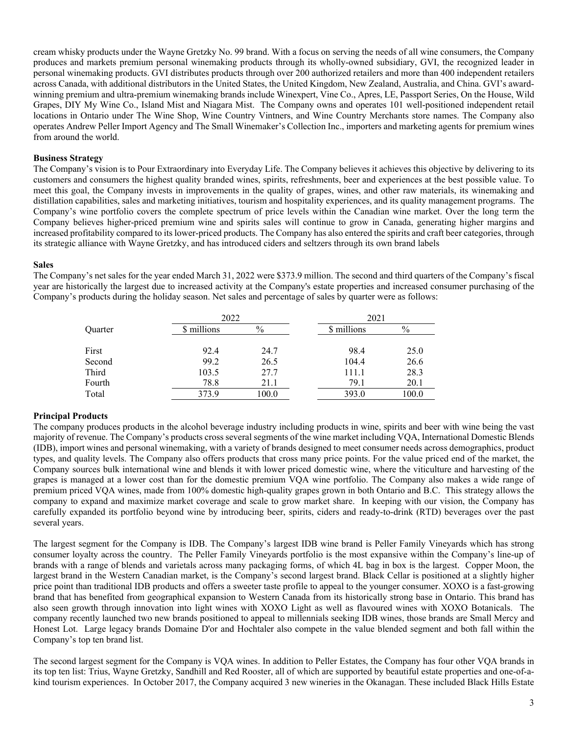cream whisky products under the Wayne Gretzky No. 99 brand. With a focus on serving the needs of all wine consumers, the Company produces and markets premium personal winemaking products through its wholly-owned subsidiary, GVI, the recognized leader in personal winemaking products. GVI distributes products through over 200 authorized retailers and more than 400 independent retailers across Canada, with additional distributors in the United States, the United Kingdom, New Zealand, Australia, and China. GVI's award-winning premium and ultra-premium winemaking brands include Winexpert, Vine Co., Apres, LE, Passport Series, On the House, Wild Grapes, DIY My Wine Co., Island Mist and Niagara Mist. The Company owns and operates 101 well-positioned independent retail locations in Ontario under The Wine Shop, Wine Country Vintners, and Wine Country Merchants store names. The Company also operates Andrew Peller Import Agency and The Small Winemaker's Collection Inc., importers and marketing agents for premium wines from around the world.

**Business Strategy**

The Company's vision is to Pour Extraordinary into Everyday Life. The Company believes it achieves this objective by delivering to its customers and consumers the highest quality branded wines, spirits, refreshments, beer and experiences at the best possible value. To meet this goal, the Company invests in improvements in the quality of grapes, wines, and other raw materials, its winemaking and distillation capabilities, sales and marketing initiatives, tourism and hospitality experiences, and its quality management programs. The Company's wine portfolio covers the complete spectrum of price levels within the Canadian wine market. Over the long term the Company believes higher-priced premium wine and spirits sales will continue to grow in Canada, generating higher margins and increased profitability compared to its lower-priced products. The Company has also entered the spirits and craft beer categories, through its strategic alliance with Wayne Gretzky, and has introduced ciders and seltzers through its own brand labels

**Sales**

The Company's net sales for the year ended March 31, 2022 were $373.9 million. The second and third quarters of the Company's fiscal year are historically the largest due to increased activity at the Company's estate properties and increased consumer purchasing of the Company's products during the holiday season. Net sales and percentage of sales by quarter were as follows:

| | 2022 | | 2021 | |
|---|---|---|---|---|
| Quarter | $ millions | % | $ millions | % |
| First | 92.4 | 24.7 | 98.4 | 25.0 |
| Second | 99.2 | 26.5 | 104.4 | 26.6 |
| Third | 103.5 | 27.7 | 111.1 | 28.3 |
| Fourth | 78.8 | 21.1 | 79.1 | 20.1 |
| Total | 373.9 | 100.0 | 393.0 | 100.0 |

**Principal Products**

The company produces products in the alcohol beverage industry including products in wine, spirits and beer with wine being the vast majority of revenue. The Company's products cross several segments of the wine market including VQA, International Domestic Blends (IDB), import wines and personal winemaking, with a variety of brands designed to meet consumer needs across demographics, product types, and quality levels. The Company also offers products that cross many price points. For the value priced end of the market, the Company sources bulk international wine and blends it with lower priced domestic wine, where the viticulture and harvesting of the grapes is managed at a lower cost than for the domestic premium VQA wine portfolio. The Company also makes a wide range of premium priced VQA wines, made from 100% domestic high-quality grapes grown in both Ontario and B.C. This strategy allows the company to expand and maximize market coverage and scale to grow market share. In keeping with our vision, the Company has carefully expanded its portfolio beyond wine by introducing beer, spirits, ciders and ready-to-drink (RTD) beverages over the past several years.

The largest segment for the Company is IDB. The Company's largest IDB wine brand is Peller Family Vineyards which has strong consumer loyalty across the country. The Peller Family Vineyards portfolio is the most expansive within the Company's line-up of brands with a range of blends and varietals across many packaging forms, of which 4L bag in box is the largest. Copper Moon, the largest brand in the Western Canadian market, is the Company's second largest brand. Black Cellar is positioned at a slightly higher price point than traditional IDB products and offers a sweeter taste profile to appeal to the younger consumer. XOXO is a fast-growing brand that has benefited from geographical expansion to Western Canada from its historically strong base in Ontario. This brand has also seen growth through innovation into light wines with XOXO Light as well as flavoured wines with XOXO Botanicals. The company recently launched two new brands positioned to appeal to millennials seeking IDB wines, those brands are Small Mercy and Honest Lot. Large legacy brands Domaine D'or and Hochtaler also compete in the value blended segment and both fall within the Company's top ten brand list.

The second largest segment for the Company is VQA wines. In addition to Peller Estates, the Company has four other VQA brands in its top ten list: Trius, Wayne Gretzky, Sandhill and Red Rooster, all of which are supported by beautiful estate properties and one-of-a-kind tourism experiences. In October 2017, the Company acquired 3 new wineries in the Okanagan. These included Black Hills Estate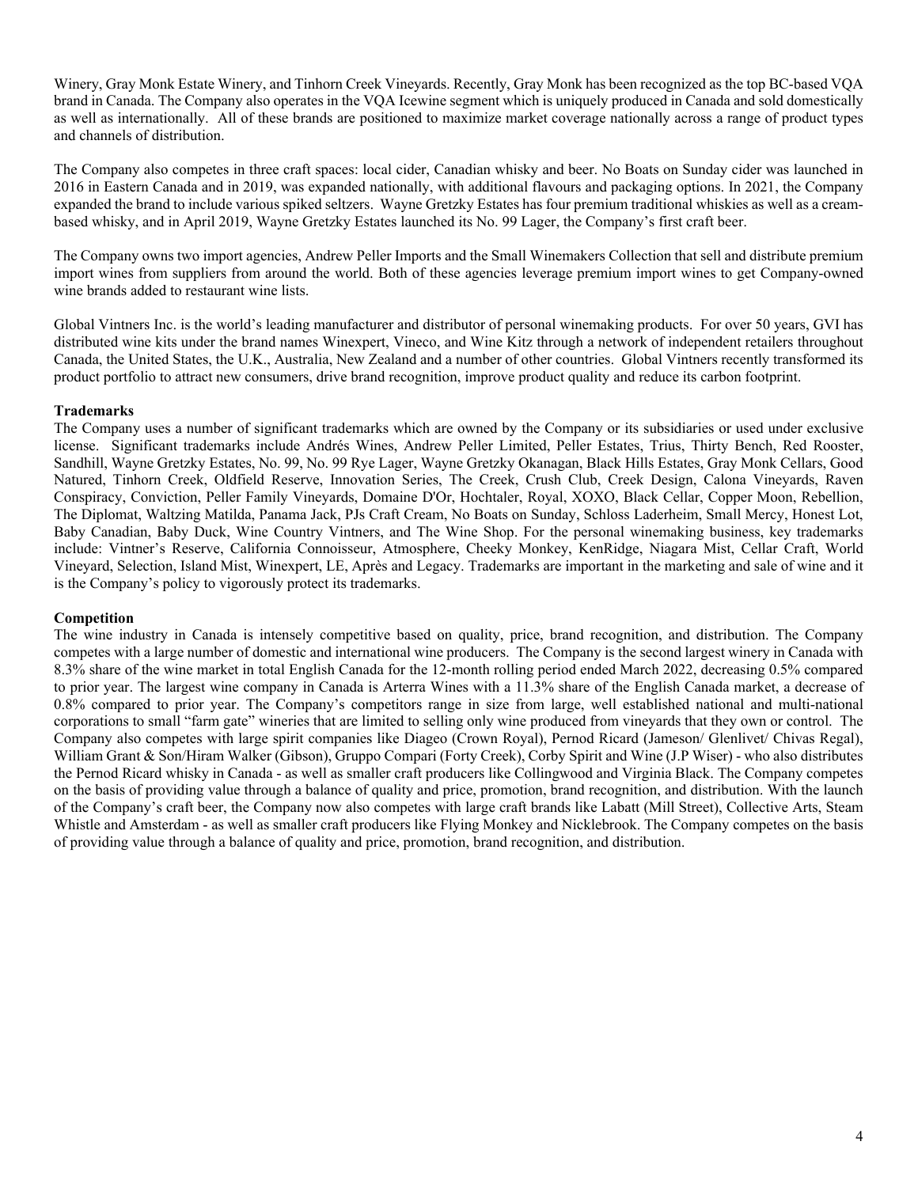Winery, Gray Monk Estate Winery, and Tinhorn Creek Vineyards. Recently, Gray Monk has been recognized as the top BC-based VQA brand in Canada. The Company also operates in the VQA Icewine segment which is uniquely produced in Canada and sold domestically as well as internationally. All of these brands are positioned to maximize market coverage nationally across a range of product types and channels of distribution.

The Company also competes in three craft spaces: local cider, Canadian whisky and beer. No Boats on Sunday cider was launched in 2016 in Eastern Canada and in 2019, was expanded nationally, with additional flavours and packaging options. In 2021, the Company expanded the brand to include various spiked seltzers. Wayne Gretzky Estates has four premium traditional whiskies as well as a cream-based whisky, and in April 2019, Wayne Gretzky Estates launched its No. 99 Lager, the Company's first craft beer.

The Company owns two import agencies, Andrew Peller Imports and the Small Winemakers Collection that sell and distribute premium import wines from suppliers from around the world. Both of these agencies leverage premium import wines to get Company-owned wine brands added to restaurant wine lists.

Global Vintners Inc. is the world's leading manufacturer and distributor of personal winemaking products. For over 50 years, GVI has distributed wine kits under the brand names Winexpert, Vineco, and Wine Kitz through a network of independent retailers throughout Canada, the United States, the U.K., Australia, New Zealand and a number of other countries. Global Vintners recently transformed its product portfolio to attract new consumers, drive brand recognition, improve product quality and reduce its carbon footprint.

**Trademarks**

The Company uses a number of significant trademarks which are owned by the Company or its subsidiaries or used under exclusive license. Significant trademarks include Andrés Wines, Andrew Peller Limited, Peller Estates, Trius, Thirty Bench, Red Rooster, Sandhill, Wayne Gretzky Estates, No. 99, No. 99 Rye Lager, Wayne Gretzky Okanagan, Black Hills Estates, Gray Monk Cellars, Good Natured, Tinhorn Creek, Oldfield Reserve, Innovation Series, The Creek, Crush Club, Creek Design, Calona Vineyards, Raven Conspiracy, Conviction, Peller Family Vineyards, Domaine D'Or, Hochtaler, Royal, XOXO, Black Cellar, Copper Moon, Rebellion, The Diplomat, Waltzing Matilda, Panama Jack, PJs Craft Cream, No Boats on Sunday, Schloss Laderheim, Small Mercy, Honest Lot, Baby Canadian, Baby Duck, Wine Country Vintners, and The Wine Shop. For the personal winemaking business, key trademarks include: Vintner's Reserve, California Connoisseur, Atmosphere, Cheeky Monkey, KenRidge, Niagara Mist, Cellar Craft, World Vineyard, Selection, Island Mist, Winexpert, LE, Après and Legacy. Trademarks are important in the marketing and sale of wine and it is the Company's policy to vigorously protect its trademarks.

**Competition**

The wine industry in Canada is intensely competitive based on quality, price, brand recognition, and distribution. The Company competes with a large number of domestic and international wine producers. The Company is the second largest winery in Canada with 8.3% share of the wine market in total English Canada for the 12-month rolling period ended March 2022, decreasing 0.5% compared to prior year. The largest wine company in Canada is Arterra Wines with a 11.3% share of the English Canada market, a decrease of 0.8% compared to prior year. The Company's competitors range in size from large, well established national and multi-national corporations to small "farm gate" wineries that are limited to selling only wine produced from vineyards that they own or control. The Company also competes with large spirit companies like Diageo (Crown Royal), Pernod Ricard (Jameson/ Glenlivet/ Chivas Regal), William Grant & Son/Hiram Walker (Gibson), Gruppo Compari (Forty Creek), Corby Spirit and Wine (J.P Wiser) - who also distributes the Pernod Ricard whisky in Canada - as well as smaller craft producers like Collingwood and Virginia Black. The Company competes on the basis of providing value through a balance of quality and price, promotion, brand recognition, and distribution. With the launch of the Company's craft beer, the Company now also competes with large craft brands like Labatt (Mill Street), Collective Arts, Steam Whistle and Amsterdam - as well as smaller craft producers like Flying Monkey and Nicklebrook. The Company competes on the basis of providing value through a balance of quality and price, promotion, brand recognition, and distribution.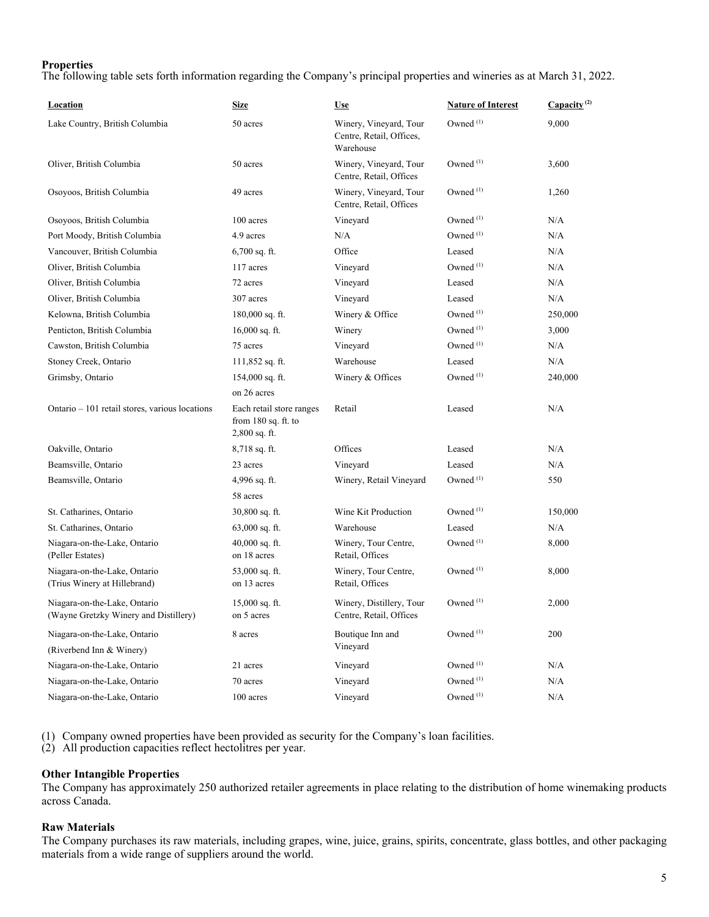**Properties**

The following table sets forth information regarding the Company's principal properties and wineries as at March 31, 2022.

| Location | Size | Use | Nature of Interest | Capacity [2] |
|---|---|---|---|---|
| Lake Country, British Columbia | 50 acres | Winery, Vineyard, Tour Centre, Retail, Offices, Warehouse | Owned [1] | 9,000 |
| Oliver, British Columbia | 50 acres | Winery, Vineyard, Tour Centre, Retail, Offices | Owned [1] | 3,600 |
| Osoyoos, British Columbia | 49 acres | Winery, Vineyard, Tour Centre, Retail, Offices | Owned [1] | 1,260 |
| Osoyoos, British Columbia | 100 acres | Vineyard | Owned [1] | N/A |
| Port Moody, British Columbia | 4.9 acres | N/A | Owned [1] | N/A |
| Vancouver, British Columbia | 6,700 sq. ft. | Office | Leased | N/A |
| Oliver, British Columbia | 117 acres | Vineyard | Owned [1] | N/A |
| Oliver, British Columbia | 72 acres | Vineyard | Leased | N/A |
| Oliver, British Columbia | 307 acres | Vineyard | Leased | N/A |
| Kelowna, British Columbia | 180,000 sq. ft. | Winery & Office | Owned [1] | 250,000 |
| Penticton, British Columbia | 16,000 sq. ft. | Winery | Owned [1] | 3,000 |
| Cawston, British Columbia | 75 acres | Vineyard | Owned [1] | N/A |
| Stoney Creek, Ontario | 111,852 sq. ft. | Warehouse | Leased | N/A |
| Grimsby, Ontario | 154,000 sq. ft. on 26 acres | Winery & Offices | Owned [1] | 240,000 |
| Ontario – 101 retail stores, various locations | Each retail store ranges from 180 sq. ft. to 2,800 sq. ft. | Retail | Leased | N/A |
| Oakville, Ontario | 8,718 sq. ft. | Offices | Leased | N/A |
| Beamsville, Ontario | 23 acres | Vineyard | Leased | N/A |
| Beamsville, Ontario | 4,996 sq. ft. 58 acres | Winery, Retail Vineyard | Owned [1] | 550 |
| St. Catharines, Ontario | 30,800 sq. ft. | Wine Kit Production | Owned [1] | 150,000 |
| St. Catharines, Ontario | 63,000 sq. ft. | Warehouse | Leased | N/A |
| Niagara-on-the-Lake, Ontario (Peller Estates) | 40,000 sq. ft. on 18 acres | Winery, Tour Centre, Retail, Offices | Owned [1] | 8,000 |
| Niagara-on-the-Lake, Ontario (Trius Winery at Hillebrand) | 53,000 sq. ft. on 13 acres | Winery, Tour Centre, Retail, Offices | Owned [1] | 8,000 |
| Niagara-on-the-Lake, Ontario (Wayne Gretzky Winery and Distillery) | 15,000 sq. ft. on 5 acres | Winery, Distillery, Tour Centre, Retail, Offices | Owned [1] | 2,000 |
| Niagara-on-the-Lake, Ontario (Riverbend Inn & Winery) | 8 acres | Boutique Inn and Vineyard | Owned [1] | 200 |
| Niagara-on-the-Lake, Ontario | 21 acres | Vineyard | Owned [1] | N/A |
| Niagara-on-the-Lake, Ontario | 70 acres | Vineyard | Owned [1] | N/A |
| Niagara-on-the-Lake, Ontario | 100 acres | Vineyard | Owned [1] | N/A |

(1) Company owned properties have been provided as security for the Company's loan facilities.
(2) All production capacities reflect hectolitres per year.

**Other Intangible Properties**

The Company has approximately 250 authorized retailer agreements in place relating to the distribution of home winemaking products across Canada.

**Raw Materials**

The Company purchases its raw materials, including grapes, wine, juice, grains, spirits, concentrate, glass bottles, and other packaging materials from a wide range of suppliers around the world.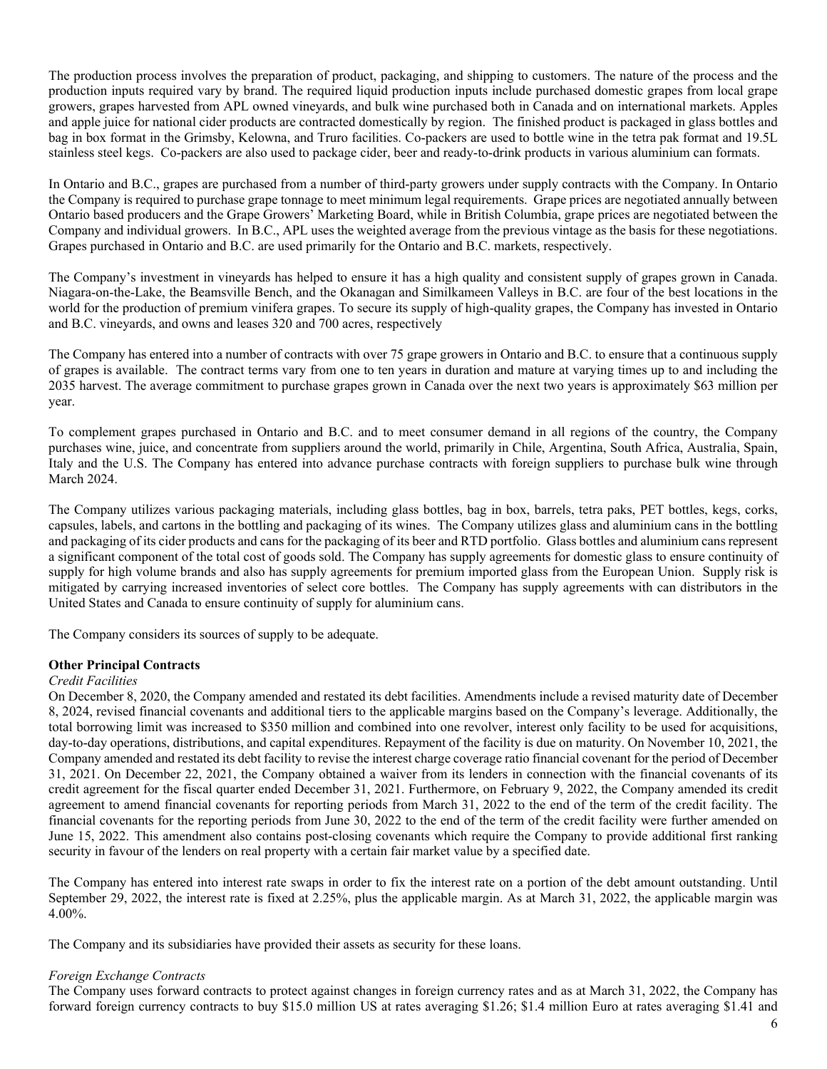The production process involves the preparation of product, packaging, and shipping to customers. The nature of the process and the production inputs required vary by brand. The required liquid production inputs include purchased domestic grapes from local grape growers, grapes harvested from APL owned vineyards, and bulk wine purchased both in Canada and on international markets. Apples and apple juice for national cider products are contracted domestically by region. The finished product is packaged in glass bottles and bag in box format in the Grimsby, Kelowna, and Truro facilities. Co-packers are used to bottle wine in the tetra pak format and 19.5L stainless steel kegs. Co-packers are also used to package cider, beer and ready-to-drink products in various aluminium can formats.

In Ontario and B.C., grapes are purchased from a number of third-party growers under supply contracts with the Company. In Ontario the Company is required to purchase grape tonnage to meet minimum legal requirements. Grape prices are negotiated annually between Ontario based producers and the Grape Growers' Marketing Board, while in British Columbia, grape prices are negotiated between the Company and individual growers. In B.C., APL uses the weighted average from the previous vintage as the basis for these negotiations. Grapes purchased in Ontario and B.C. are used primarily for the Ontario and B.C. markets, respectively.

The Company's investment in vineyards has helped to ensure it has a high quality and consistent supply of grapes grown in Canada. Niagara-on-the-Lake, the Beamsville Bench, and the Okanagan and Similkameen Valleys in B.C. are four of the best locations in the world for the production of premium vinifera grapes. To secure its supply of high-quality grapes, the Company has invested in Ontario and B.C. vineyards, and owns and leases 320 and 700 acres, respectively

The Company has entered into a number of contracts with over 75 grape growers in Ontario and B.C. to ensure that a continuous supply of grapes is available. The contract terms vary from one to ten years in duration and mature at varying times up to and including the 2035 harvest. The average commitment to purchase grapes grown in Canada over the next two years is approximately $63 million per year.

To complement grapes purchased in Ontario and B.C. and to meet consumer demand in all regions of the country, the Company purchases wine, juice, and concentrate from suppliers around the world, primarily in Chile, Argentina, South Africa, Australia, Spain, Italy and the U.S. The Company has entered into advance purchase contracts with foreign suppliers to purchase bulk wine through March 2024.

The Company utilizes various packaging materials, including glass bottles, bag in box, barrels, tetra paks, PET bottles, kegs, corks, capsules, labels, and cartons in the bottling and packaging of its wines. The Company utilizes glass and aluminium cans in the bottling and packaging of its cider products and cans for the packaging of its beer and RTD portfolio. Glass bottles and aluminium cans represent a significant component of the total cost of goods sold. The Company has supply agreements for domestic glass to ensure continuity of supply for high volume brands and also has supply agreements for premium imported glass from the European Union. Supply risk is mitigated by carrying increased inventories of select core bottles. The Company has supply agreements with can distributors in the United States and Canada to ensure continuity of supply for aluminium cans.

The Company considers its sources of supply to be adequate.

**Other Principal Contracts**

*Credit Facilities*

On December 8, 2020, the Company amended and restated its debt facilities. Amendments include a revised maturity date of December 8, 2024, revised financial covenants and additional tiers to the applicable margins based on the Company's leverage. Additionally, the total borrowing limit was increased to $350 million and combined into one revolver, interest only facility to be used for acquisitions, day-to-day operations, distributions, and capital expenditures. Repayment of the facility is due on maturity. On November 10, 2021, the Company amended and restated its debt facility to revise the interest charge coverage ratio financial covenant for the period of December 31, 2021. On December 22, 2021, the Company obtained a waiver from its lenders in connection with the financial covenants of its credit agreement for the fiscal quarter ended December 31, 2021. Furthermore, on February 9, 2022, the Company amended its credit agreement to amend financial covenants for reporting periods from March 31, 2022 to the end of the term of the credit facility. The financial covenants for the reporting periods from June 30, 2022 to the end of the term of the credit facility were further amended on June 15, 2022. This amendment also contains post-closing covenants which require the Company to provide additional first ranking security in favour of the lenders on real property with a certain fair market value by a specified date.

The Company has entered into interest rate swaps in order to fix the interest rate on a portion of the debt amount outstanding. Until September 29, 2022, the interest rate is fixed at 2.25%, plus the applicable margin. As at March 31, 2022, the applicable margin was 4.00%.

The Company and its subsidiaries have provided their assets as security for these loans.

*Foreign Exchange Contracts*

The Company uses forward contracts to protect against changes in foreign currency rates and as at March 31, 2022, the Company has forward foreign currency contracts to buy $15.0 million US at rates averaging $1.26; $1.4 million Euro at rates averaging $1.41 and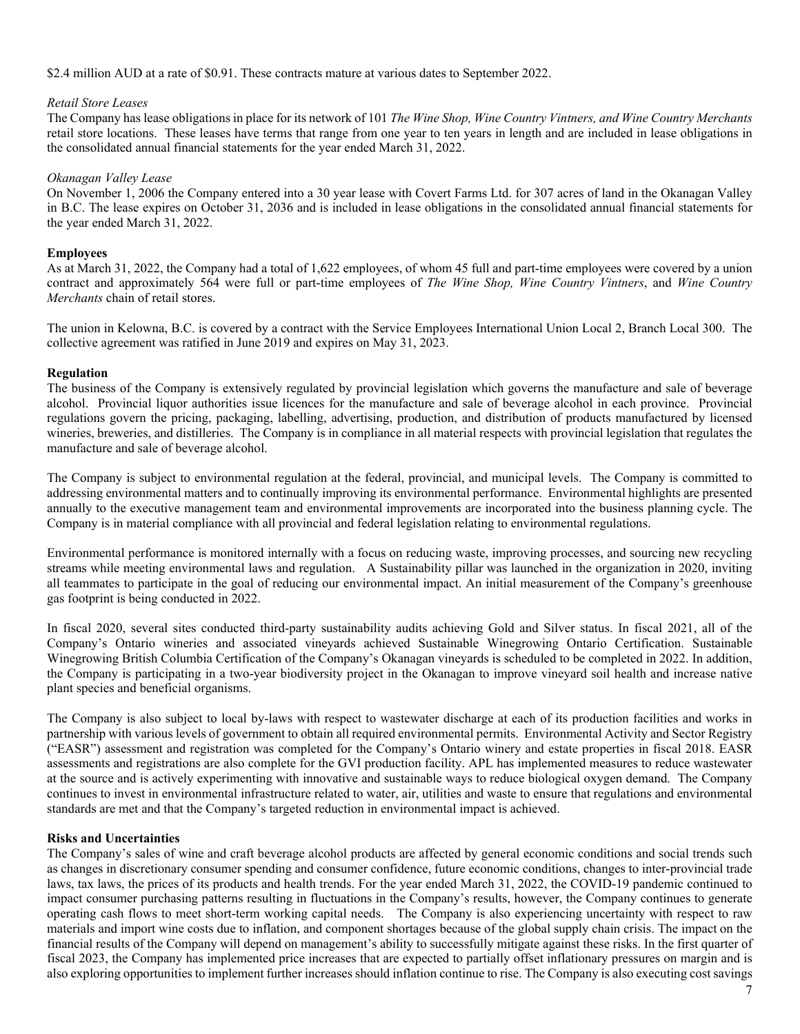$2.4 million AUD at a rate of $0.91. These contracts mature at various dates to September 2022.

*Retail Store Leases*

The Company has lease obligations in place for its network of 101 *The Wine Shop, Wine Country Vintners, and Wine Country Merchants* retail store locations. These leases have terms that range from one year to ten years in length and are included in lease obligations in the consolidated annual financial statements for the year ended March 31, 2022.

*Okanagan Valley Lease*

On November 1, 2006 the Company entered into a 30 year lease with Covert Farms Ltd. for 307 acres of land in the Okanagan Valley in B.C. The lease expires on October 31, 2036 and is included in lease obligations in the consolidated annual financial statements for the year ended March 31, 2022.

**Employees**

As at March 31, 2022, the Company had a total of 1,622 employees, of whom 45 full and part-time employees were covered by a union contract and approximately 564 were full or part-time employees of *The Wine Shop, Wine Country Vintners*, and *Wine Country Merchants* chain of retail stores.

The union in Kelowna, B.C. is covered by a contract with the Service Employees International Union Local 2, Branch Local 300. The collective agreement was ratified in June 2019 and expires on May 31, 2023.

**Regulation**

The business of the Company is extensively regulated by provincial legislation which governs the manufacture and sale of beverage alcohol. Provincial liquor authorities issue licences for the manufacture and sale of beverage alcohol in each province. Provincial regulations govern the pricing, packaging, labelling, advertising, production, and distribution of products manufactured by licensed wineries, breweries, and distilleries. The Company is in compliance in all material respects with provincial legislation that regulates the manufacture and sale of beverage alcohol.

The Company is subject to environmental regulation at the federal, provincial, and municipal levels. The Company is committed to addressing environmental matters and to continually improving its environmental performance. Environmental highlights are presented annually to the executive management team and environmental improvements are incorporated into the business planning cycle. The Company is in material compliance with all provincial and federal legislation relating to environmental regulations.

Environmental performance is monitored internally with a focus on reducing waste, improving processes, and sourcing new recycling streams while meeting environmental laws and regulation. A Sustainability pillar was launched in the organization in 2020, inviting all teammates to participate in the goal of reducing our environmental impact. An initial measurement of the Company's greenhouse gas footprint is being conducted in 2022.

In fiscal 2020, several sites conducted third-party sustainability audits achieving Gold and Silver status. In fiscal 2021, all of the Company's Ontario wineries and associated vineyards achieved Sustainable Winegrowing Ontario Certification. Sustainable Winegrowing British Columbia Certification of the Company's Okanagan vineyards is scheduled to be completed in 2022. In addition, the Company is participating in a two-year biodiversity project in the Okanagan to improve vineyard soil health and increase native plant species and beneficial organisms.

The Company is also subject to local by-laws with respect to wastewater discharge at each of its production facilities and works in partnership with various levels of government to obtain all required environmental permits. Environmental Activity and Sector Registry ("EASR") assessment and registration was completed for the Company's Ontario winery and estate properties in fiscal 2018. EASR assessments and registrations are also complete for the GVI production facility. APL has implemented measures to reduce wastewater at the source and is actively experimenting with innovative and sustainable ways to reduce biological oxygen demand. The Company continues to invest in environmental infrastructure related to water, air, utilities and waste to ensure that regulations and environmental standards are met and that the Company's targeted reduction in environmental impact is achieved.

**Risks and Uncertainties**

The Company's sales of wine and craft beverage alcohol products are affected by general economic conditions and social trends such as changes in discretionary consumer spending and consumer confidence, future economic conditions, changes to inter-provincial trade laws, tax laws, the prices of its products and health trends. For the year ended March 31, 2022, the COVID-19 pandemic continued to impact consumer purchasing patterns resulting in fluctuations in the Company's results, however, the Company continues to generate operating cash flows to meet short-term working capital needs. The Company is also experiencing uncertainty with respect to raw materials and import wine costs due to inflation, and component shortages because of the global supply chain crisis. The impact on the financial results of the Company will depend on management's ability to successfully mitigate against these risks. In the first quarter of fiscal 2023, the Company has implemented price increases that are expected to partially offset inflationary pressures on margin and is also exploring opportunities to implement further increases should inflation continue to rise. The Company is also executing cost savings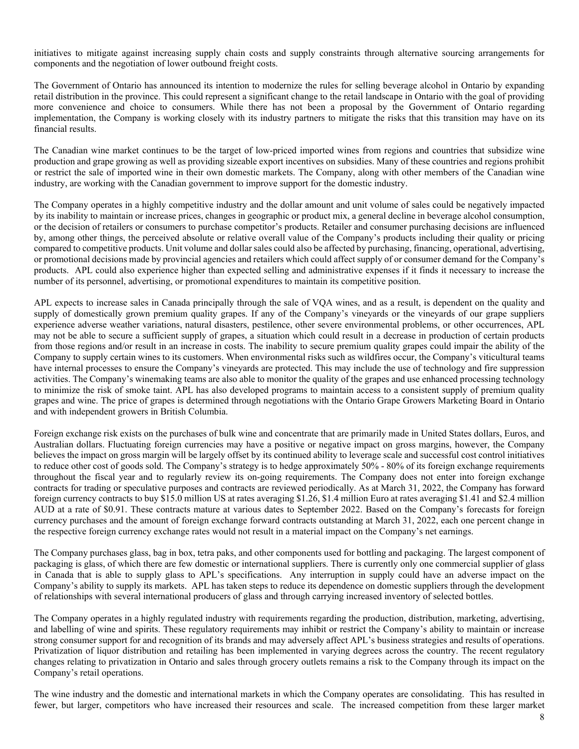initiatives to mitigate against increasing supply chain costs and supply constraints through alternative sourcing arrangements for components and the negotiation of lower outbound freight costs.

The Government of Ontario has announced its intention to modernize the rules for selling beverage alcohol in Ontario by expanding retail distribution in the province. This could represent a significant change to the retail landscape in Ontario with the goal of providing more convenience and choice to consumers. While there has not been a proposal by the Government of Ontario regarding implementation, the Company is working closely with its industry partners to mitigate the risks that this transition may have on its financial results.

The Canadian wine market continues to be the target of low-priced imported wines from regions and countries that subsidize wine production and grape growing as well as providing sizeable export incentives on subsidies. Many of these countries and regions prohibit or restrict the sale of imported wine in their own domestic markets. The Company, along with other members of the Canadian wine industry, are working with the Canadian government to improve support for the domestic industry.

The Company operates in a highly competitive industry and the dollar amount and unit volume of sales could be negatively impacted by its inability to maintain or increase prices, changes in geographic or product mix, a general decline in beverage alcohol consumption, or the decision of retailers or consumers to purchase competitor's products. Retailer and consumer purchasing decisions are influenced by, among other things, the perceived absolute or relative overall value of the Company's products including their quality or pricing compared to competitive products. Unit volume and dollar sales could also be affected by purchasing, financing, operational, advertising, or promotional decisions made by provincial agencies and retailers which could affect supply of or consumer demand for the Company's products. APL could also experience higher than expected selling and administrative expenses if it finds it necessary to increase the number of its personnel, advertising, or promotional expenditures to maintain its competitive position.

APL expects to increase sales in Canada principally through the sale of VQA wines, and as a result, is dependent on the quality and supply of domestically grown premium quality grapes. If any of the Company's vineyards or the vineyards of our grape suppliers experience adverse weather variations, natural disasters, pestilence, other severe environmental problems, or other occurrences, APL may not be able to secure a sufficient supply of grapes, a situation which could result in a decrease in production of certain products from those regions and/or result in an increase in costs. The inability to secure premium quality grapes could impair the ability of the Company to supply certain wines to its customers. When environmental risks such as wildfires occur, the Company's viticultural teams have internal processes to ensure the Company's vineyards are protected. This may include the use of technology and fire suppression activities. The Company's winemaking teams are also able to monitor the quality of the grapes and use enhanced processing technology to minimize the risk of smoke taint. APL has also developed programs to maintain access to a consistent supply of premium quality grapes and wine. The price of grapes is determined through negotiations with the Ontario Grape Growers Marketing Board in Ontario and with independent growers in British Columbia.

Foreign exchange risk exists on the purchases of bulk wine and concentrate that are primarily made in United States dollars, Euros, and Australian dollars. Fluctuating foreign currencies may have a positive or negative impact on gross margins, however, the Company believes the impact on gross margin will be largely offset by its continued ability to leverage scale and successful cost control initiatives to reduce other cost of goods sold. The Company's strategy is to hedge approximately 50% - 80% of its foreign exchange requirements throughout the fiscal year and to regularly review its on-going requirements. The Company does not enter into foreign exchange contracts for trading or speculative purposes and contracts are reviewed periodically. As at March 31, 2022, the Company has forward foreign currency contracts to buy $15.0 million US at rates averaging $1.26, $1.4 million Euro at rates averaging $1.41 and $2.4 million AUD at a rate of $0.91. These contracts mature at various dates to September 2022. Based on the Company's forecasts for foreign currency purchases and the amount of foreign exchange forward contracts outstanding at March 31, 2022, each one percent change in the respective foreign currency exchange rates would not result in a material impact on the Company's net earnings.

The Company purchases glass, bag in box, tetra paks, and other components used for bottling and packaging. The largest component of packaging is glass, of which there are few domestic or international suppliers. There is currently only one commercial supplier of glass in Canada that is able to supply glass to APL's specifications. Any interruption in supply could have an adverse impact on the Company's ability to supply its markets. APL has taken steps to reduce its dependence on domestic suppliers through the development of relationships with several international producers of glass and through carrying increased inventory of selected bottles.

The Company operates in a highly regulated industry with requirements regarding the production, distribution, marketing, advertising, and labelling of wine and spirits. These regulatory requirements may inhibit or restrict the Company's ability to maintain or increase strong consumer support for and recognition of its brands and may adversely affect APL's business strategies and results of operations. Privatization of liquor distribution and retailing has been implemented in varying degrees across the country. The recent regulatory changes relating to privatization in Ontario and sales through grocery outlets remains a risk to the Company through its impact on the Company's retail operations.

The wine industry and the domestic and international markets in which the Company operates are consolidating. This has resulted in fewer, but larger, competitors who have increased their resources and scale. The increased competition from these larger market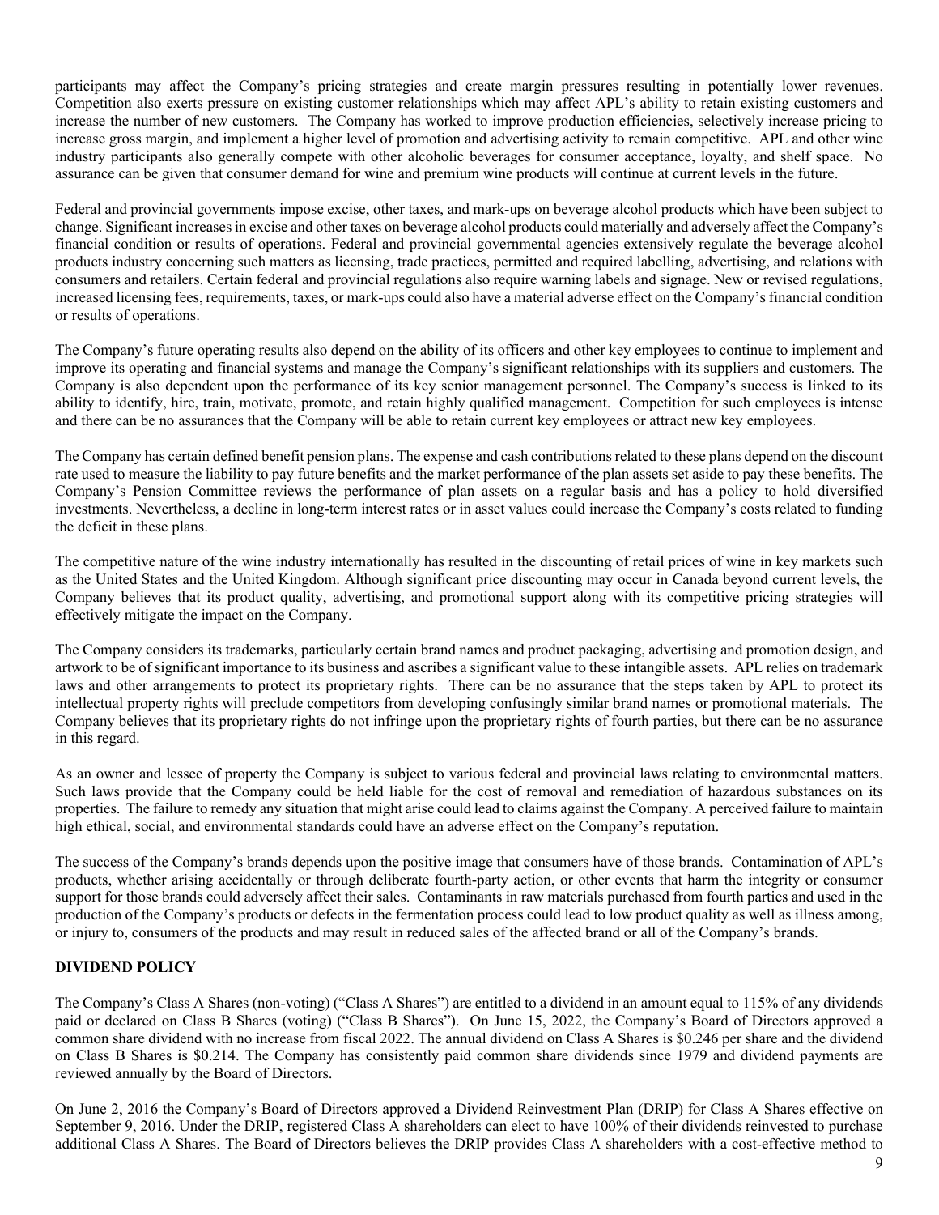participants may affect the Company's pricing strategies and create margin pressures resulting in potentially lower revenues. Competition also exerts pressure on existing customer relationships which may affect APL's ability to retain existing customers and increase the number of new customers. The Company has worked to improve production efficiencies, selectively increase pricing to increase gross margin, and implement a higher level of promotion and advertising activity to remain competitive. APL and other wine industry participants also generally compete with other alcoholic beverages for consumer acceptance, loyalty, and shelf space. No assurance can be given that consumer demand for wine and premium wine products will continue at current levels in the future.

Federal and provincial governments impose excise, other taxes, and mark-ups on beverage alcohol products which have been subject to change. Significant increases in excise and other taxes on beverage alcohol products could materially and adversely affect the Company's financial condition or results of operations. Federal and provincial governmental agencies extensively regulate the beverage alcohol products industry concerning such matters as licensing, trade practices, permitted and required labelling, advertising, and relations with consumers and retailers. Certain federal and provincial regulations also require warning labels and signage. New or revised regulations, increased licensing fees, requirements, taxes, or mark-ups could also have a material adverse effect on the Company's financial condition or results of operations.

The Company's future operating results also depend on the ability of its officers and other key employees to continue to implement and improve its operating and financial systems and manage the Company's significant relationships with its suppliers and customers. The Company is also dependent upon the performance of its key senior management personnel. The Company's success is linked to its ability to identify, hire, train, motivate, promote, and retain highly qualified management. Competition for such employees is intense and there can be no assurances that the Company will be able to retain current key employees or attract new key employees.

The Company has certain defined benefit pension plans. The expense and cash contributions related to these plans depend on the discount rate used to measure the liability to pay future benefits and the market performance of the plan assets set aside to pay these benefits. The Company's Pension Committee reviews the performance of plan assets on a regular basis and has a policy to hold diversified investments. Nevertheless, a decline in long-term interest rates or in asset values could increase the Company's costs related to funding the deficit in these plans.

The competitive nature of the wine industry internationally has resulted in the discounting of retail prices of wine in key markets such as the United States and the United Kingdom. Although significant price discounting may occur in Canada beyond current levels, the Company believes that its product quality, advertising, and promotional support along with its competitive pricing strategies will effectively mitigate the impact on the Company.

The Company considers its trademarks, particularly certain brand names and product packaging, advertising and promotion design, and artwork to be of significant importance to its business and ascribes a significant value to these intangible assets. APL relies on trademark laws and other arrangements to protect its proprietary rights. There can be no assurance that the steps taken by APL to protect its intellectual property rights will preclude competitors from developing confusingly similar brand names or promotional materials. The Company believes that its proprietary rights do not infringe upon the proprietary rights of fourth parties, but there can be no assurance in this regard.

As an owner and lessee of property the Company is subject to various federal and provincial laws relating to environmental matters. Such laws provide that the Company could be held liable for the cost of removal and remediation of hazardous substances on its properties. The failure to remedy any situation that might arise could lead to claims against the Company. A perceived failure to maintain high ethical, social, and environmental standards could have an adverse effect on the Company's reputation.

The success of the Company's brands depends upon the positive image that consumers have of those brands. Contamination of APL's products, whether arising accidentally or through deliberate fourth-party action, or other events that harm the integrity or consumer support for those brands could adversely affect their sales. Contaminants in raw materials purchased from fourth parties and used in the production of the Company's products or defects in the fermentation process could lead to low product quality as well as illness among, or injury to, consumers of the products and may result in reduced sales of the affected brand or all of the Company's brands.

## DIVIDEND POLICY

The Company's Class A Shares (non-voting) ("Class A Shares") are entitled to a dividend in an amount equal to 115% of any dividends paid or declared on Class B Shares (voting) ("Class B Shares"). On June 15, 2022, the Company's Board of Directors approved a common share dividend with no increase from fiscal 2022. The annual dividend on Class A Shares is $0.246 per share and the dividend on Class B Shares is $0.214. The Company has consistently paid common share dividends since 1979 and dividend payments are reviewed annually by the Board of Directors.

On June 2, 2016 the Company's Board of Directors approved a Dividend Reinvestment Plan (DRIP) for Class A Shares effective on September 9, 2016. Under the DRIP, registered Class A shareholders can elect to have 100% of their dividends reinvested to purchase additional Class A Shares. The Board of Directors believes the DRIP provides Class A shareholders with a cost-effective method to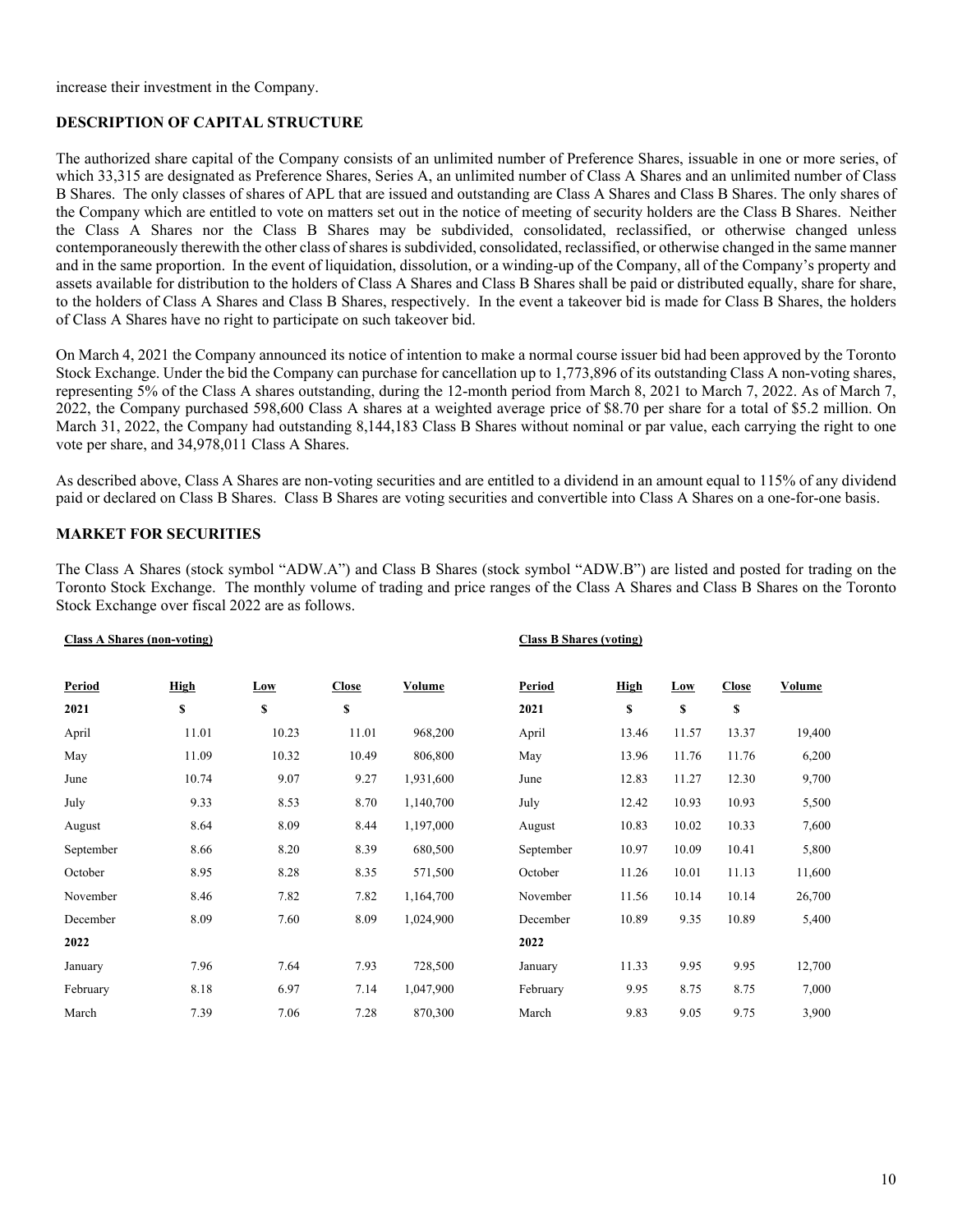increase their investment in the Company.

## DESCRIPTION OF CAPITAL STRUCTURE

The authorized share capital of the Company consists of an unlimited number of Preference Shares, issuable in one or more series, of which 33,315 are designated as Preference Shares, Series A, an unlimited number of Class A Shares and an unlimited number of Class B Shares. The only classes of shares of APL that are issued and outstanding are Class A Shares and Class B Shares. The only shares of the Company which are entitled to vote on matters set out in the notice of meeting of security holders are the Class B Shares. Neither the Class A Shares nor the Class B Shares may be subdivided, consolidated, reclassified, or otherwise changed unless contemporaneously therewith the other class of shares is subdivided, consolidated, reclassified, or otherwise changed in the same manner and in the same proportion. In the event of liquidation, dissolution, or a winding-up of the Company, all of the Company's property and assets available for distribution to the holders of Class A Shares and Class B Shares shall be paid or distributed equally, share for share, to the holders of Class A Shares and Class B Shares, respectively. In the event a takeover bid is made for Class B Shares, the holders of Class A Shares have no right to participate on such takeover bid.

On March 4, 2021 the Company announced its notice of intention to make a normal course issuer bid had been approved by the Toronto Stock Exchange. Under the bid the Company can purchase for cancellation up to 1,773,896 of its outstanding Class A non-voting shares, representing 5% of the Class A shares outstanding, during the 12-month period from March 8, 2021 to March 7, 2022. As of March 7, 2022, the Company purchased 598,600 Class A shares at a weighted average price of $8.70 per share for a total of $5.2 million. On March 31, 2022, the Company had outstanding 8,144,183 Class B Shares without nominal or par value, each carrying the right to one vote per share, and 34,978,011 Class A Shares.

As described above, Class A Shares are non-voting securities and are entitled to a dividend in an amount equal to 115% of any dividend paid or declared on Class B Shares. Class B Shares are voting securities and convertible into Class A Shares on a one-for-one basis.

## MARKET FOR SECURITIES

The Class A Shares (stock symbol "ADW.A") and Class B Shares (stock symbol "ADW.B") are listed and posted for trading on the Toronto Stock Exchange. The monthly volume of trading and price ranges of the Class A Shares and Class B Shares on the Toronto Stock Exchange over fiscal 2022 are as follows.

**Class A Shares (non-voting)**

| Period | High | Low | Close | Volume |
|---|---|---|---|---|
| **2021** | **$** | **$** | **$** | |
| April | 11.01 | 10.23 | 11.01 | 968,200 |
| May | 11.09 | 10.32 | 10.49 | 806,800 |
| June | 10.74 | 9.07 | 9.27 | 1,931,600 |
| July | 9.33 | 8.53 | 8.70 | 1,140,700 |
| August | 8.64 | 8.09 | 8.44 | 1,197,000 |
| September | 8.66 | 8.20 | 8.39 | 680,500 |
| October | 8.95 | 8.28 | 8.35 | 571,500 |
| November | 8.46 | 7.82 | 7.82 | 1,164,700 |
| December | 8.09 | 7.60 | 8.09 | 1,024,900 |
| **2022** | | | | |
| January | 7.96 | 7.64 | 7.93 | 728,500 |
| February | 8.18 | 6.97 | 7.14 | 1,047,900 |
| March | 7.39 | 7.06 | 7.28 | 870,300 |

**Class B Shares (voting)**

| Period | High | Low | Close | Volume |
|---|---|---|---|---|
| **2021** | **$** | **$** | **$** | |
| April | 13.46 | 11.57 | 13.37 | 19,400 |
| May | 13.96 | 11.76 | 11.76 | 6,200 |
| June | 12.83 | 11.27 | 12.30 | 9,700 |
| July | 12.42 | 10.93 | 10.93 | 5,500 |
| August | 10.83 | 10.02 | 10.33 | 7,600 |
| September | 10.97 | 10.09 | 10.41 | 5,800 |
| October | 11.26 | 10.01 | 11.13 | 11,600 |
| November | 11.56 | 10.14 | 10.14 | 26,700 |
| December | 10.89 | 9.35 | 10.89 | 5,400 |
| **2022** | | | | |
| January | 11.33 | 9.95 | 9.95 | 12,700 |
| February | 9.95 | 8.75 | 8.75 | 7,000 |
| March | 9.83 | 9.05 | 9.75 | 3,900 |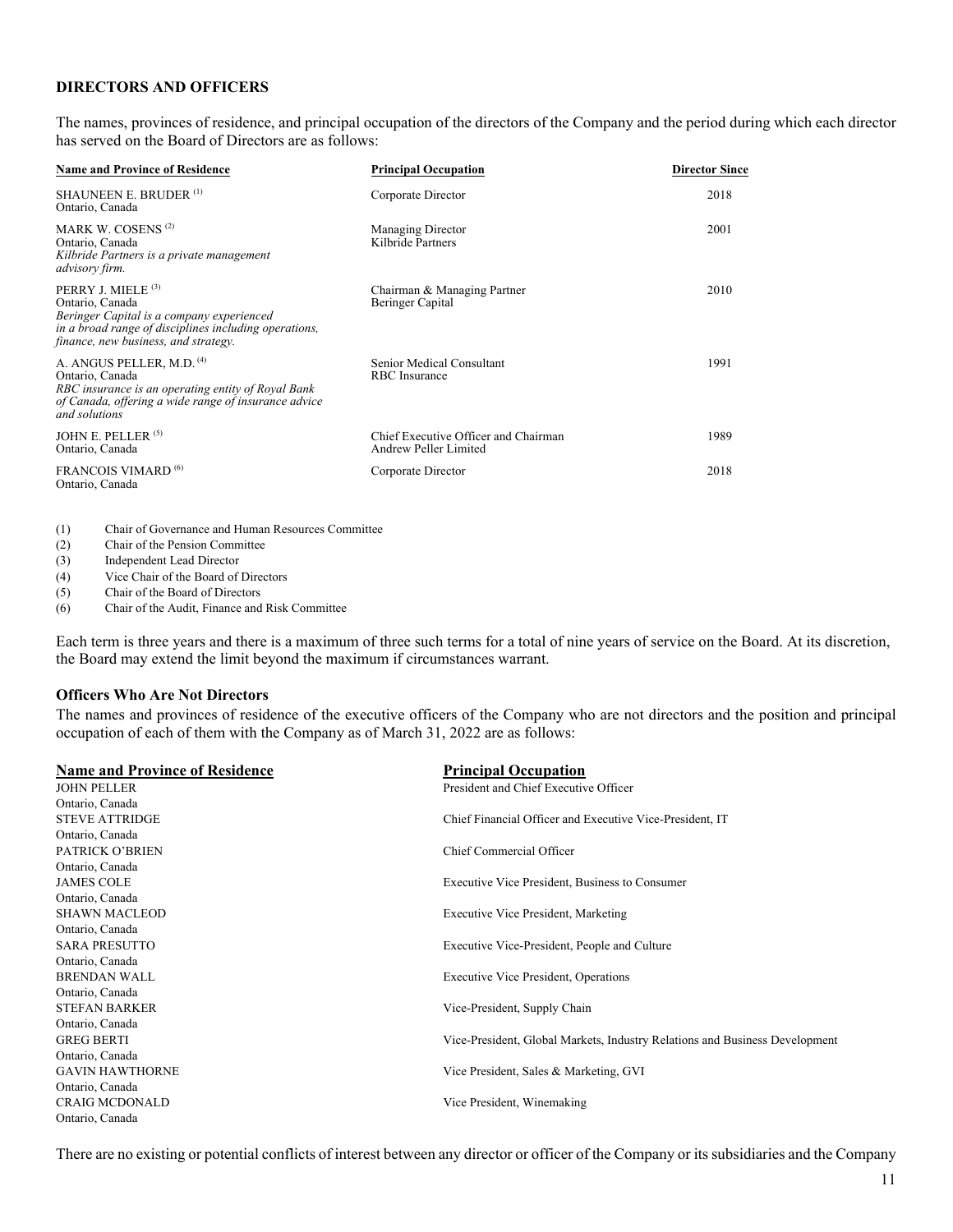**DIRECTORS AND OFFICERS**

The names, provinces of residence, and principal occupation of the directors of the Company and the period during which each director has served on the Board of Directors are as follows:

| Name and Province of Residence | Principal Occupation | Director Since |
|---|---|---|
| SHAUNEEN E. BRUDER [(1)]<br>Ontario, Canada | Corporate Director | 2018 |
| MARK W. COSENS [(2)]<br>Ontario, Canada<br>*Kilbride Partners is a private management advisory firm.* | Managing Director<br>Kilbride Partners | 2001 |
| PERRY J. MIELE [(3)]<br>Ontario, Canada<br>*Beringer Capital is a company experienced in a broad range of disciplines including operations, finance, new business, and strategy.* | Chairman & Managing Partner<br>Beringer Capital | 2010 |
| A. ANGUS PELLER, M.D. [(4)]<br>Ontario, Canada<br>*RBC insurance is an operating entity of Royal Bank of Canada, offering a wide range of insurance advice and solutions* | Senior Medical Consultant<br>RBC Insurance | 1991 |
| JOHN E. PELLER [(5)]<br>Ontario, Canada | Chief Executive Officer and Chairman<br>Andrew Peller Limited | 1989 |
| FRANCOIS VIMARD [(6)]<br>Ontario, Canada | Corporate Director | 2018 |

(1) Chair of Governance and Human Resources Committee
(2) Chair of the Pension Committee
(3) Independent Lead Director
(4) Vice Chair of the Board of Directors
(5) Chair of the Board of Directors
(6) Chair of the Audit, Finance and Risk Committee

Each term is three years and there is a maximum of three such terms for a total of nine years of service on the Board. At its discretion, the Board may extend the limit beyond the maximum if circumstances warrant.

**Officers Who Are Not Directors**

The names and provinces of residence of the executive officers of the Company who are not directors and the position and principal occupation of each of them with the Company as of March 31, 2022 are as follows:

| Name and Province of Residence | Principal Occupation |
|---|---|
| JOHN PELLER<br>Ontario, Canada | President and Chief Executive Officer |
| STEVE ATTRIDGE<br>Ontario, Canada | Chief Financial Officer and Executive Vice-President, IT |
| PATRICK O'BRIEN<br>Ontario, Canada | Chief Commercial Officer |
| JAMES COLE<br>Ontario, Canada | Executive Vice President, Business to Consumer |
| SHAWN MACLEOD<br>Ontario, Canada | Executive Vice President, Marketing |
| SARA PRESUTTO<br>Ontario, Canada | Executive Vice-President, People and Culture |
| BRENDAN WALL<br>Ontario, Canada | Executive Vice President, Operations |
| STEFAN BARKER<br>Ontario, Canada | Vice-President, Supply Chain |
| GREG BERTI<br>Ontario, Canada | Vice-President, Global Markets, Industry Relations and Business Development |
| GAVIN HAWTHORNE<br>Ontario, Canada | Vice President, Sales & Marketing, GVI |
| CRAIG MCDONALD<br>Ontario, Canada | Vice President, Winemaking |

There are no existing or potential conflicts of interest between any director or officer of the Company or its subsidiaries and the Company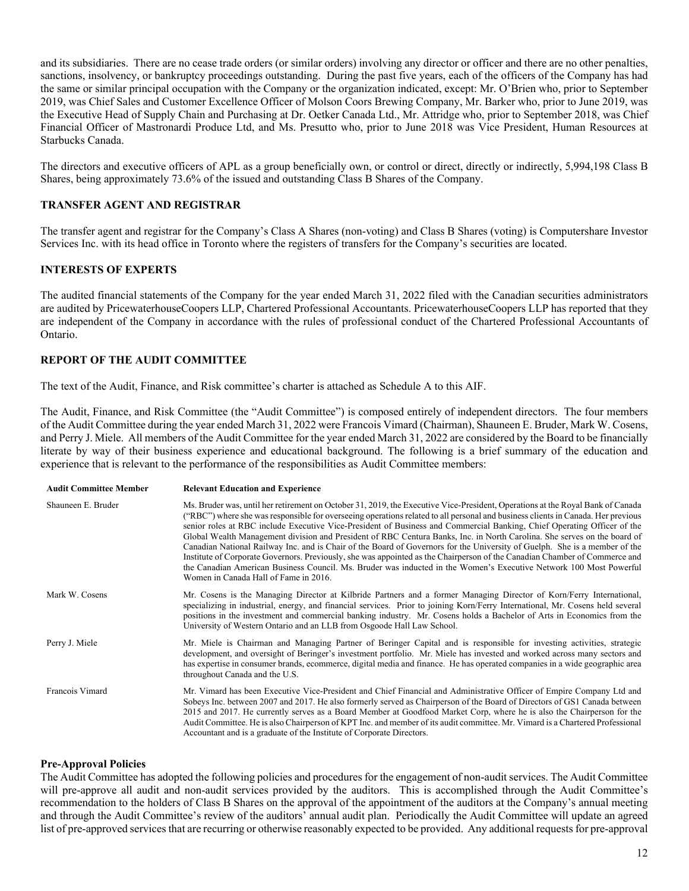and its subsidiaries. There are no cease trade orders (or similar orders) involving any director or officer and there are no other penalties, sanctions, insolvency, or bankruptcy proceedings outstanding. During the past five years, each of the officers of the Company has had the same or similar principal occupation with the Company or the organization indicated, except: Mr. O'Brien who, prior to September 2019, was Chief Sales and Customer Excellence Officer of Molson Coors Brewing Company, Mr. Barker who, prior to June 2019, was the Executive Head of Supply Chain and Purchasing at Dr. Oetker Canada Ltd., Mr. Attridge who, prior to September 2018, was Chief Financial Officer of Mastronardi Produce Ltd, and Ms. Presutto who, prior to June 2018 was Vice President, Human Resources at Starbucks Canada.

The directors and executive officers of APL as a group beneficially own, or control or direct, directly or indirectly, 5,994,198 Class B Shares, being approximately 73.6% of the issued and outstanding Class B Shares of the Company.

## TRANSFER AGENT AND REGISTRAR

The transfer agent and registrar for the Company's Class A Shares (non-voting) and Class B Shares (voting) is Computershare Investor Services Inc. with its head office in Toronto where the registers of transfers for the Company's securities are located.

## INTERESTS OF EXPERTS

The audited financial statements of the Company for the year ended March 31, 2022 filed with the Canadian securities administrators are audited by PricewaterhouseCoopers LLP, Chartered Professional Accountants. PricewaterhouseCoopers LLP has reported that they are independent of the Company in accordance with the rules of professional conduct of the Chartered Professional Accountants of Ontario.

## REPORT OF THE AUDIT COMMITTEE

The text of the Audit, Finance, and Risk committee's charter is attached as Schedule A to this AIF.

The Audit, Finance, and Risk Committee (the "Audit Committee") is composed entirely of independent directors. The four members of the Audit Committee during the year ended March 31, 2022 were Francois Vimard (Chairman), Shauneen E. Bruder, Mark W. Cosens, and Perry J. Miele. All members of the Audit Committee for the year ended March 31, 2022 are considered by the Board to be financially literate by way of their business experience and educational background. The following is a brief summary of the education and experience that is relevant to the performance of the responsibilities as Audit Committee members:

| Audit Committee Member | Relevant Education and Experience |
|---|---|
| Shauneen E. Bruder | Ms. Bruder was, until her retirement on October 31, 2019, the Executive Vice-President, Operations at the Royal Bank of Canada ("RBC") where she was responsible for overseeing operations related to all personal and business clients in Canada. Her previous senior roles at RBC include Executive Vice-President of Business and Commercial Banking, Chief Operating Officer of the Global Wealth Management division and President of RBC Centura Banks, Inc. in North Carolina. She serves on the board of Canadian National Railway Inc. and is Chair of the Board of Governors for the University of Guelph. She is a member of the Institute of Corporate Governors. Previously, she was appointed as the Chairperson of the Canadian Chamber of Commerce and the Canadian American Business Council. Ms. Bruder was inducted in the Women's Executive Network 100 Most Powerful Women in Canada Hall of Fame in 2016. |
| Mark W. Cosens | Mr. Cosens is the Managing Director at Kilbride Partners and a former Managing Director of Korn/Ferry International, specializing in industrial, energy, and financial services. Prior to joining Korn/Ferry International, Mr. Cosens held several positions in the investment and commercial banking industry. Mr. Cosens holds a Bachelor of Arts in Economics from the University of Western Ontario and an LLB from Osgoode Hall Law School. |
| Perry J. Miele | Mr. Miele is Chairman and Managing Partner of Beringer Capital and is responsible for investing activities, strategic development, and oversight of Beringer's investment portfolio. Mr. Miele has invested and worked across many sectors and has expertise in consumer brands, ecommerce, digital media and finance. He has operated companies in a wide geographic area throughout Canada and the U.S. |
| Francois Vimard | Mr. Vimard has been Executive Vice-President and Chief Financial and Administrative Officer of Empire Company Ltd and Sobeys Inc. between 2007 and 2017. He also formerly served as Chairperson of the Board of Directors of GS1 Canada between 2015 and 2017. He currently serves as a Board Member at Goodfood Market Corp, where he is also the Chairperson for the Audit Committee. He is also Chairperson of KPT Inc. and member of its audit committee. Mr. Vimard is a Chartered Professional Accountant and is a graduate of the Institute of Corporate Directors. |

### Pre-Approval Policies

The Audit Committee has adopted the following policies and procedures for the engagement of non-audit services. The Audit Committee will pre-approve all audit and non-audit services provided by the auditors. This is accomplished through the Audit Committee's recommendation to the holders of Class B Shares on the approval of the appointment of the auditors at the Company's annual meeting and through the Audit Committee's review of the auditors' annual audit plan. Periodically the Audit Committee will update an agreed list of pre-approved services that are recurring or otherwise reasonably expected to be provided. Any additional requests for pre-approval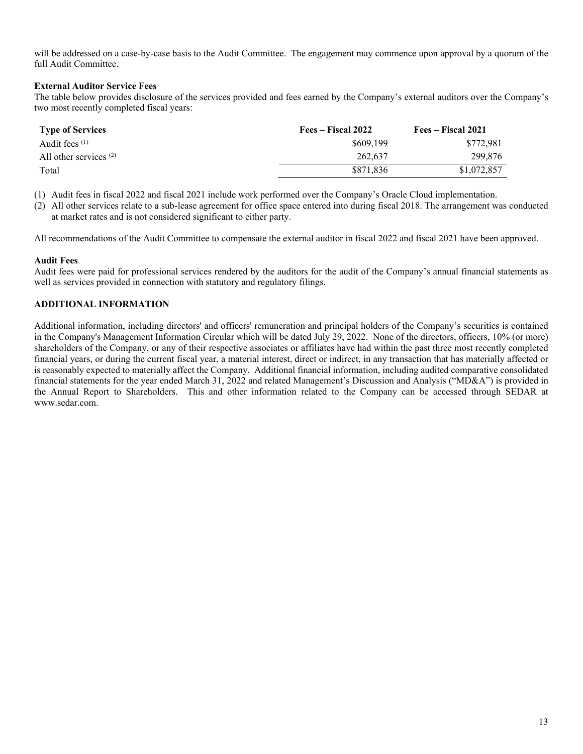will be addressed on a case-by-case basis to the Audit Committee. The engagement may commence upon approval by a quorum of the full Audit Committee.

**External Auditor Service Fees**

The table below provides disclosure of the services provided and fees earned by the Company's external auditors over the Company's two most recently completed fiscal years:

| Type of Services | Fees – Fiscal 2022 | Fees – Fiscal 2021 |
|---|---|---|
| Audit fees [(1)] | $609,199 | $772,981 |
| All other services [(2)] | 262,637 | 299,876 |
| Total | $871,836 | $1,072,857 |

(1) Audit fees in fiscal 2022 and fiscal 2021 include work performed over the Company's Oracle Cloud implementation.

(2) All other services relate to a sub-lease agreement for office space entered into during fiscal 2018. The arrangement was conducted at market rates and is not considered significant to either party.

All recommendations of the Audit Committee to compensate the external auditor in fiscal 2022 and fiscal 2021 have been approved.

**Audit Fees**

Audit fees were paid for professional services rendered by the auditors for the audit of the Company's annual financial statements as well as services provided in connection with statutory and regulatory filings.

## ADDITIONAL INFORMATION

Additional information, including directors' and officers' remuneration and principal holders of the Company's securities is contained in the Company's Management Information Circular which will be dated July 29, 2022. None of the directors, officers, 10% (or more) shareholders of the Company, or any of their respective associates or affiliates have had within the past three most recently completed financial years, or during the current fiscal year, a material interest, direct or indirect, in any transaction that has materially affected or is reasonably expected to materially affect the Company. Additional financial information, including audited comparative consolidated financial statements for the year ended March 31, 2022 and related Management's Discussion and Analysis ("MD&A") is provided in the Annual Report to Shareholders. This and other information related to the Company can be accessed through SEDAR at www.sedar.com.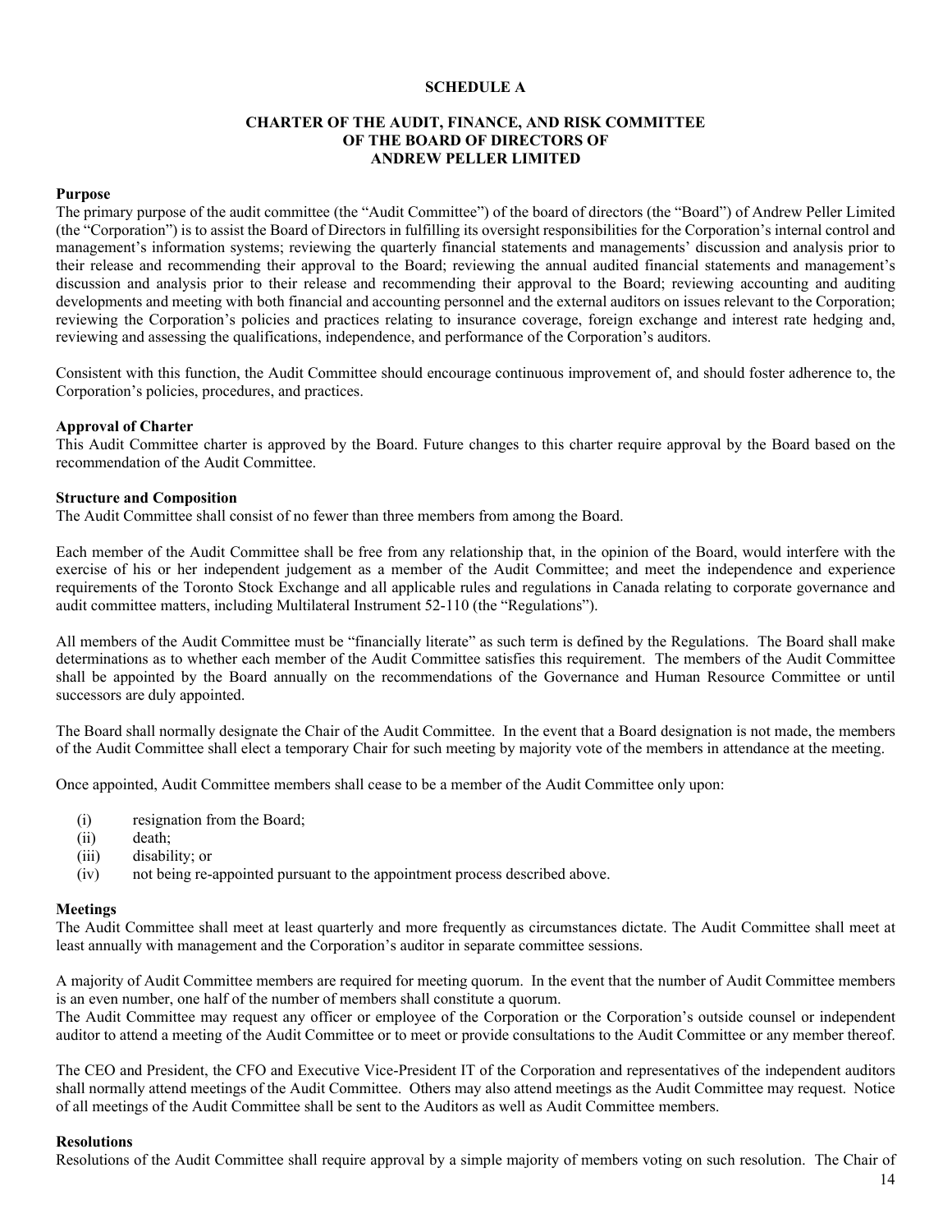**SCHEDULE A**

**CHARTER OF THE AUDIT, FINANCE, AND RISK COMMITTEE
OF THE BOARD OF DIRECTORS OF
ANDREW PELLER LIMITED**

**Purpose**

The primary purpose of the audit committee (the "Audit Committee") of the board of directors (the "Board") of Andrew Peller Limited (the "Corporation") is to assist the Board of Directors in fulfilling its oversight responsibilities for the Corporation's internal control and management's information systems; reviewing the quarterly financial statements and managements' discussion and analysis prior to their release and recommending their approval to the Board; reviewing the annual audited financial statements and management's discussion and analysis prior to their release and recommending their approval to the Board; reviewing accounting and auditing developments and meeting with both financial and accounting personnel and the external auditors on issues relevant to the Corporation; reviewing the Corporation's policies and practices relating to insurance coverage, foreign exchange and interest rate hedging and, reviewing and assessing the qualifications, independence, and performance of the Corporation's auditors.

Consistent with this function, the Audit Committee should encourage continuous improvement of, and should foster adherence to, the Corporation's policies, procedures, and practices.

**Approval of Charter**

This Audit Committee charter is approved by the Board. Future changes to this charter require approval by the Board based on the recommendation of the Audit Committee.

**Structure and Composition**

The Audit Committee shall consist of no fewer than three members from among the Board.

Each member of the Audit Committee shall be free from any relationship that, in the opinion of the Board, would interfere with the exercise of his or her independent judgement as a member of the Audit Committee; and meet the independence and experience requirements of the Toronto Stock Exchange and all applicable rules and regulations in Canada relating to corporate governance and audit committee matters, including Multilateral Instrument 52-110 (the "Regulations").

All members of the Audit Committee must be "financially literate" as such term is defined by the Regulations. The Board shall make determinations as to whether each member of the Audit Committee satisfies this requirement. The members of the Audit Committee shall be appointed by the Board annually on the recommendations of the Governance and Human Resource Committee or until successors are duly appointed.

The Board shall normally designate the Chair of the Audit Committee. In the event that a Board designation is not made, the members of the Audit Committee shall elect a temporary Chair for such meeting by majority vote of the members in attendance at the meeting.

Once appointed, Audit Committee members shall cease to be a member of the Audit Committee only upon:

(i) resignation from the Board;
(ii) death;
(iii) disability; or
(iv) not being re-appointed pursuant to the appointment process described above.

**Meetings**

The Audit Committee shall meet at least quarterly and more frequently as circumstances dictate. The Audit Committee shall meet at least annually with management and the Corporation's auditor in separate committee sessions.

A majority of Audit Committee members are required for meeting quorum. In the event that the number of Audit Committee members is an even number, one half of the number of members shall constitute a quorum.
The Audit Committee may request any officer or employee of the Corporation or the Corporation's outside counsel or independent auditor to attend a meeting of the Audit Committee or to meet or provide consultations to the Audit Committee or any member thereof.

The CEO and President, the CFO and Executive Vice-President IT of the Corporation and representatives of the independent auditors shall normally attend meetings of the Audit Committee. Others may also attend meetings as the Audit Committee may request. Notice of all meetings of the Audit Committee shall be sent to the Auditors as well as Audit Committee members.

**Resolutions**

Resolutions of the Audit Committee shall require approval by a simple majority of members voting on such resolution. The Chair of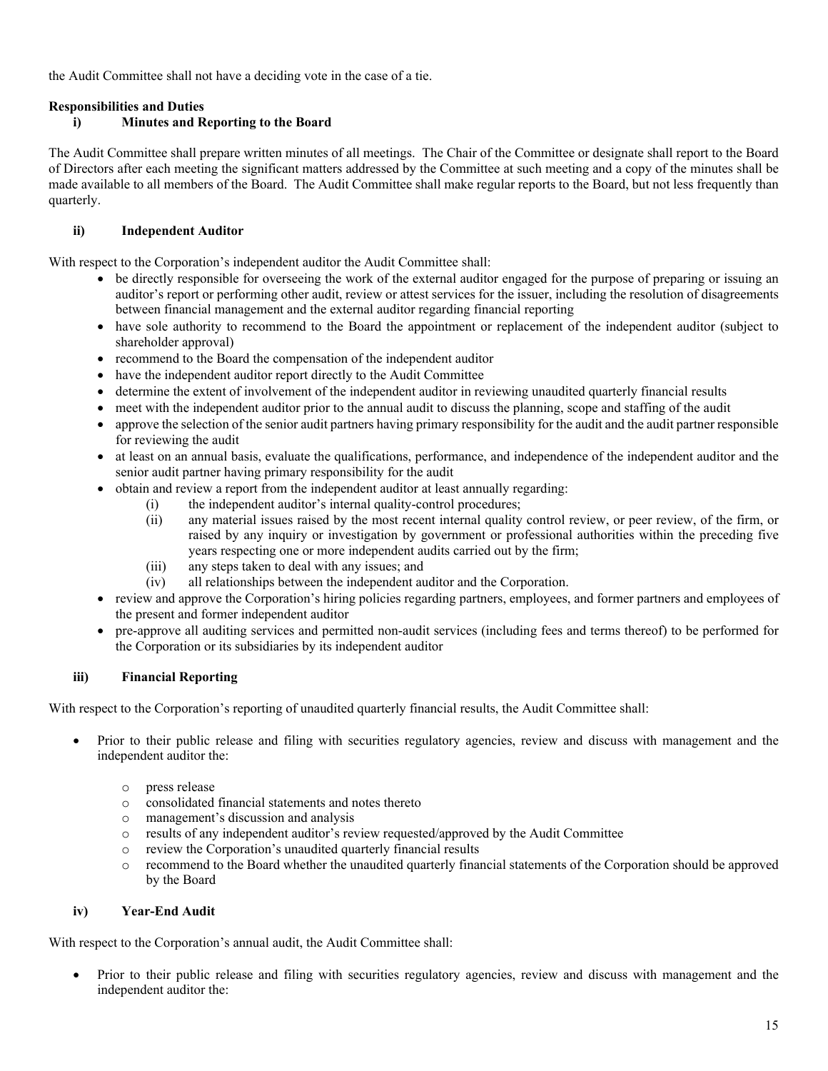the Audit Committee shall not have a deciding vote in the case of a tie.

**Responsibilities and Duties**

**i) Minutes and Reporting to the Board**

The Audit Committee shall prepare written minutes of all meetings. The Chair of the Committee or designate shall report to the Board of Directors after each meeting the significant matters addressed by the Committee at such meeting and a copy of the minutes shall be made available to all members of the Board. The Audit Committee shall make regular reports to the Board, but not less frequently than quarterly.

**ii) Independent Auditor**

With respect to the Corporation's independent auditor the Audit Committee shall:

- be directly responsible for overseeing the work of the external auditor engaged for the purpose of preparing or issuing an auditor's report or performing other audit, review or attest services for the issuer, including the resolution of disagreements between financial management and the external auditor regarding financial reporting
- have sole authority to recommend to the Board the appointment or replacement of the independent auditor (subject to shareholder approval)
- recommend to the Board the compensation of the independent auditor
- have the independent auditor report directly to the Audit Committee
- determine the extent of involvement of the independent auditor in reviewing unaudited quarterly financial results
- meet with the independent auditor prior to the annual audit to discuss the planning, scope and staffing of the audit
- approve the selection of the senior audit partners having primary responsibility for the audit and the audit partner responsible for reviewing the audit
- at least on an annual basis, evaluate the qualifications, performance, and independence of the independent auditor and the senior audit partner having primary responsibility for the audit
- obtain and review a report from the independent auditor at least annually regarding:
  - (i) the independent auditor's internal quality-control procedures;
  - (ii) any material issues raised by the most recent internal quality control review, or peer review, of the firm, or raised by any inquiry or investigation by government or professional authorities within the preceding five years respecting one or more independent audits carried out by the firm;
  - (iii) any steps taken to deal with any issues; and
  - (iv) all relationships between the independent auditor and the Corporation.
- review and approve the Corporation's hiring policies regarding partners, employees, and former partners and employees of the present and former independent auditor
- pre-approve all auditing services and permitted non-audit services (including fees and terms thereof) to be performed for the Corporation or its subsidiaries by its independent auditor

**iii) Financial Reporting**

With respect to the Corporation's reporting of unaudited quarterly financial results, the Audit Committee shall:

- Prior to their public release and filing with securities regulatory agencies, review and discuss with management and the independent auditor the:
  - press release
  - consolidated financial statements and notes thereto
  - management's discussion and analysis
  - results of any independent auditor's review requested/approved by the Audit Committee
  - review the Corporation's unaudited quarterly financial results
  - recommend to the Board whether the unaudited quarterly financial statements of the Corporation should be approved by the Board

**iv) Year-End Audit**

With respect to the Corporation's annual audit, the Audit Committee shall:

- Prior to their public release and filing with securities regulatory agencies, review and discuss with management and the independent auditor the: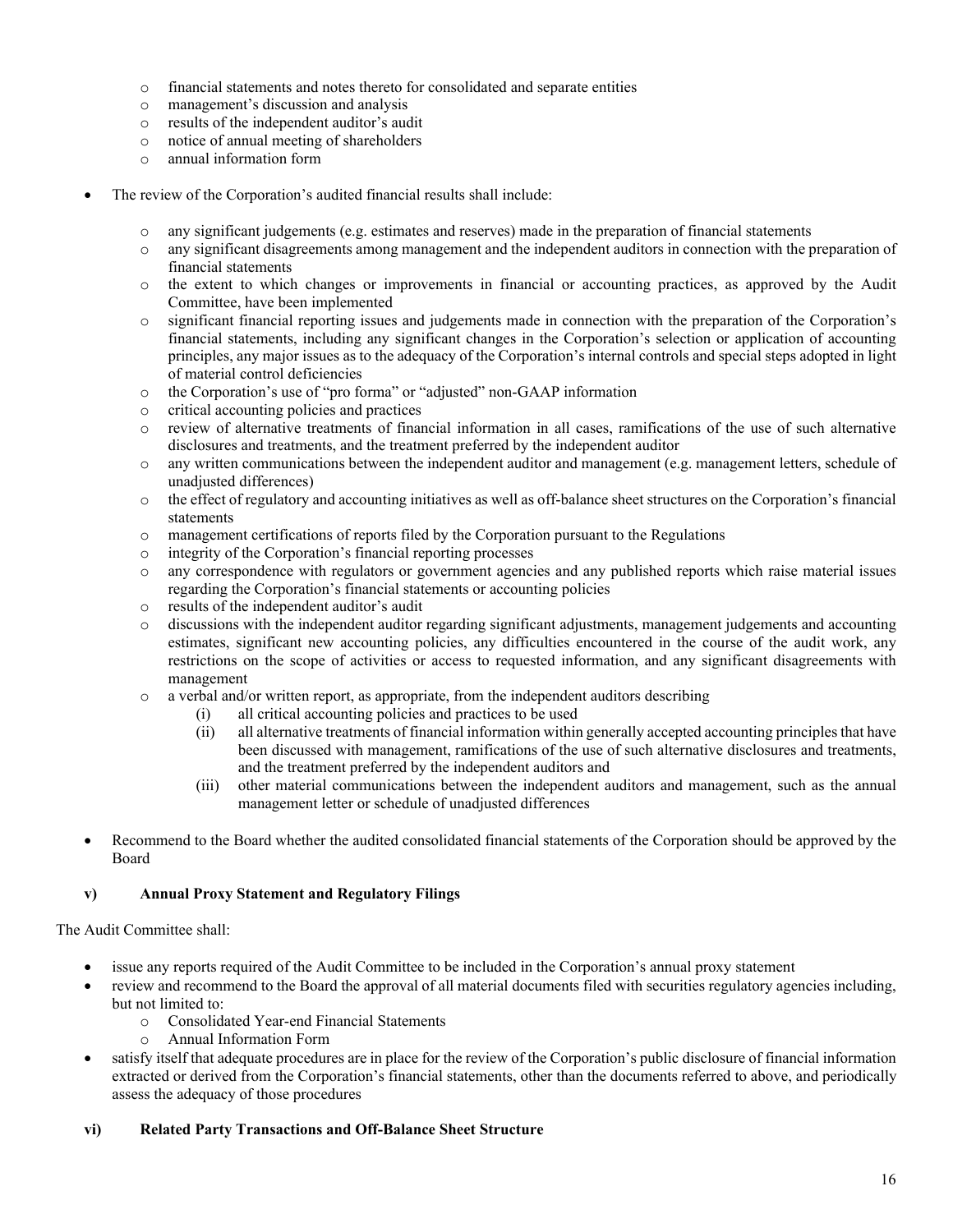- financial statements and notes thereto for consolidated and separate entities
  - management's discussion and analysis
  - results of the independent auditor's audit
  - notice of annual meeting of shareholders
  - annual information form

- The review of the Corporation's audited financial results shall include:

  - any significant judgements (e.g. estimates and reserves) made in the preparation of financial statements
  - any significant disagreements among management and the independent auditors in connection with the preparation of financial statements
  - the extent to which changes or improvements in financial or accounting practices, as approved by the Audit Committee, have been implemented
  - significant financial reporting issues and judgements made in connection with the preparation of the Corporation's financial statements, including any significant changes in the Corporation's selection or application of accounting principles, any major issues as to the adequacy of the Corporation's internal controls and special steps adopted in light of material control deficiencies
  - the Corporation's use of "pro forma" or "adjusted" non-GAAP information
  - critical accounting policies and practices
  - review of alternative treatments of financial information in all cases, ramifications of the use of such alternative disclosures and treatments, and the treatment preferred by the independent auditor
  - any written communications between the independent auditor and management (e.g. management letters, schedule of unadjusted differences)
  - the effect of regulatory and accounting initiatives as well as off-balance sheet structures on the Corporation's financial statements
  - management certifications of reports filed by the Corporation pursuant to the Regulations
  - integrity of the Corporation's financial reporting processes
  - any correspondence with regulators or government agencies and any published reports which raise material issues regarding the Corporation's financial statements or accounting policies
  - results of the independent auditor's audit
  - discussions with the independent auditor regarding significant adjustments, management judgements and accounting estimates, significant new accounting policies, any difficulties encountered in the course of the audit work, any restrictions on the scope of activities or access to requested information, and any significant disagreements with management
  - a verbal and/or written report, as appropriate, from the independent auditors describing
    - (i) all critical accounting policies and practices to be used
    - (ii) all alternative treatments of financial information within generally accepted accounting principles that have been discussed with management, ramifications of the use of such alternative disclosures and treatments, and the treatment preferred by the independent auditors and
    - (iii) other material communications between the independent auditors and management, such as the annual management letter or schedule of unadjusted differences

- Recommend to the Board whether the audited consolidated financial statements of the Corporation should be approved by the Board

### v) Annual Proxy Statement and Regulatory Filings

The Audit Committee shall:

- issue any reports required of the Audit Committee to be included in the Corporation's annual proxy statement
- review and recommend to the Board the approval of all material documents filed with securities regulatory agencies including, but not limited to:
  - Consolidated Year-end Financial Statements
  - Annual Information Form
- satisfy itself that adequate procedures are in place for the review of the Corporation's public disclosure of financial information extracted or derived from the Corporation's financial statements, other than the documents referred to above, and periodically assess the adequacy of those procedures

### vi) Related Party Transactions and Off-Balance Sheet Structure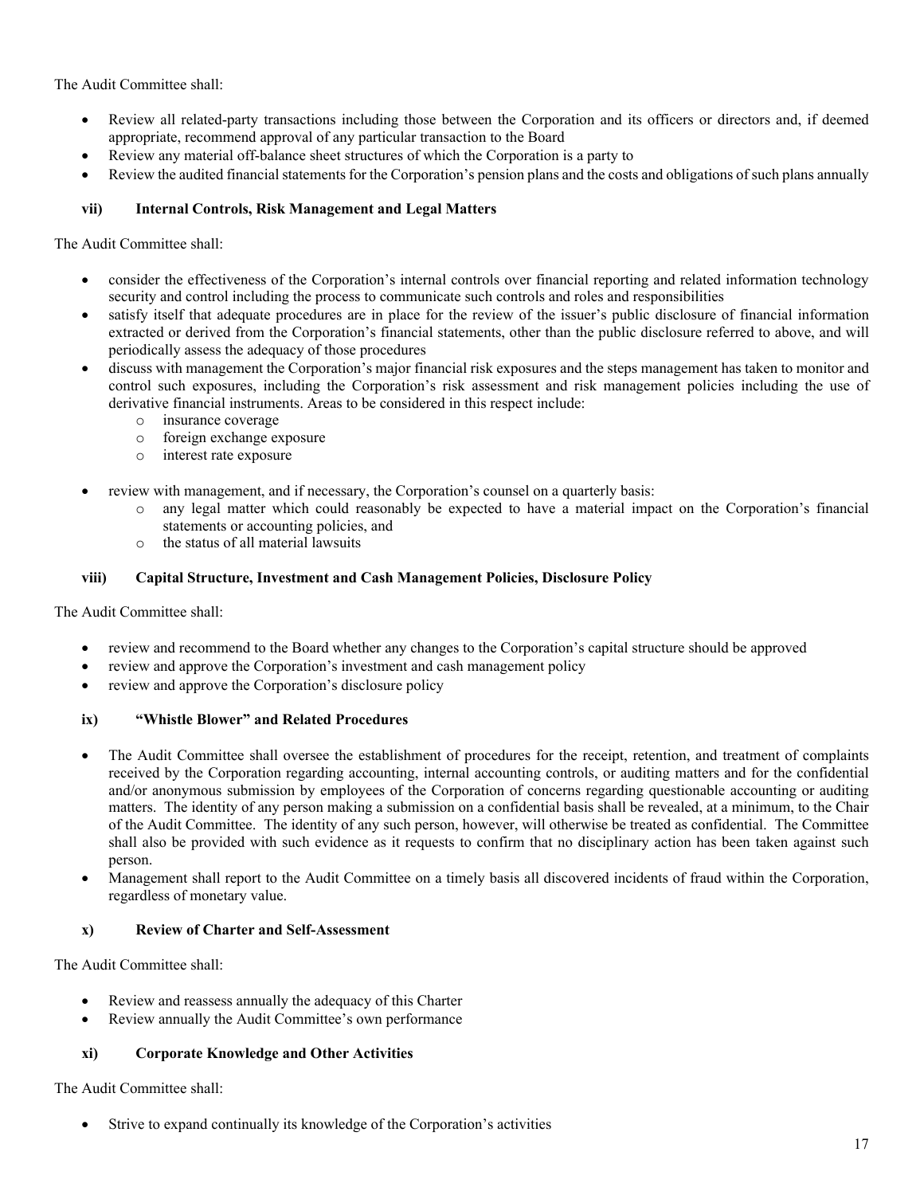The Audit Committee shall:

- Review all related-party transactions including those between the Corporation and its officers or directors and, if deemed appropriate, recommend approval of any particular transaction to the Board
- Review any material off-balance sheet structures of which the Corporation is a party to
- Review the audited financial statements for the Corporation's pension plans and the costs and obligations of such plans annually

### vii) Internal Controls, Risk Management and Legal Matters

The Audit Committee shall:

- consider the effectiveness of the Corporation's internal controls over financial reporting and related information technology security and control including the process to communicate such controls and roles and responsibilities
- satisfy itself that adequate procedures are in place for the review of the issuer's public disclosure of financial information extracted or derived from the Corporation's financial statements, other than the public disclosure referred to above, and will periodically assess the adequacy of those procedures
- discuss with management the Corporation's major financial risk exposures and the steps management has taken to monitor and control such exposures, including the Corporation's risk assessment and risk management policies including the use of derivative financial instruments. Areas to be considered in this respect include:
  - insurance coverage
  - foreign exchange exposure
  - interest rate exposure
- review with management, and if necessary, the Corporation's counsel on a quarterly basis:
  - any legal matter which could reasonably be expected to have a material impact on the Corporation's financial statements or accounting policies, and
  - the status of all material lawsuits

### viii) Capital Structure, Investment and Cash Management Policies, Disclosure Policy

The Audit Committee shall:

- review and recommend to the Board whether any changes to the Corporation's capital structure should be approved
- review and approve the Corporation's investment and cash management policy
- review and approve the Corporation's disclosure policy

### ix) "Whistle Blower" and Related Procedures

- The Audit Committee shall oversee the establishment of procedures for the receipt, retention, and treatment of complaints received by the Corporation regarding accounting, internal accounting controls, or auditing matters and for the confidential and/or anonymous submission by employees of the Corporation of concerns regarding questionable accounting or auditing matters. The identity of any person making a submission on a confidential basis shall be revealed, at a minimum, to the Chair of the Audit Committee. The identity of any such person, however, will otherwise be treated as confidential. The Committee shall also be provided with such evidence as it requests to confirm that no disciplinary action has been taken against such person.
- Management shall report to the Audit Committee on a timely basis all discovered incidents of fraud within the Corporation, regardless of monetary value.

### x) Review of Charter and Self-Assessment

The Audit Committee shall:

- Review and reassess annually the adequacy of this Charter
- Review annually the Audit Committee's own performance

### xi) Corporate Knowledge and Other Activities

The Audit Committee shall:

- Strive to expand continually its knowledge of the Corporation's activities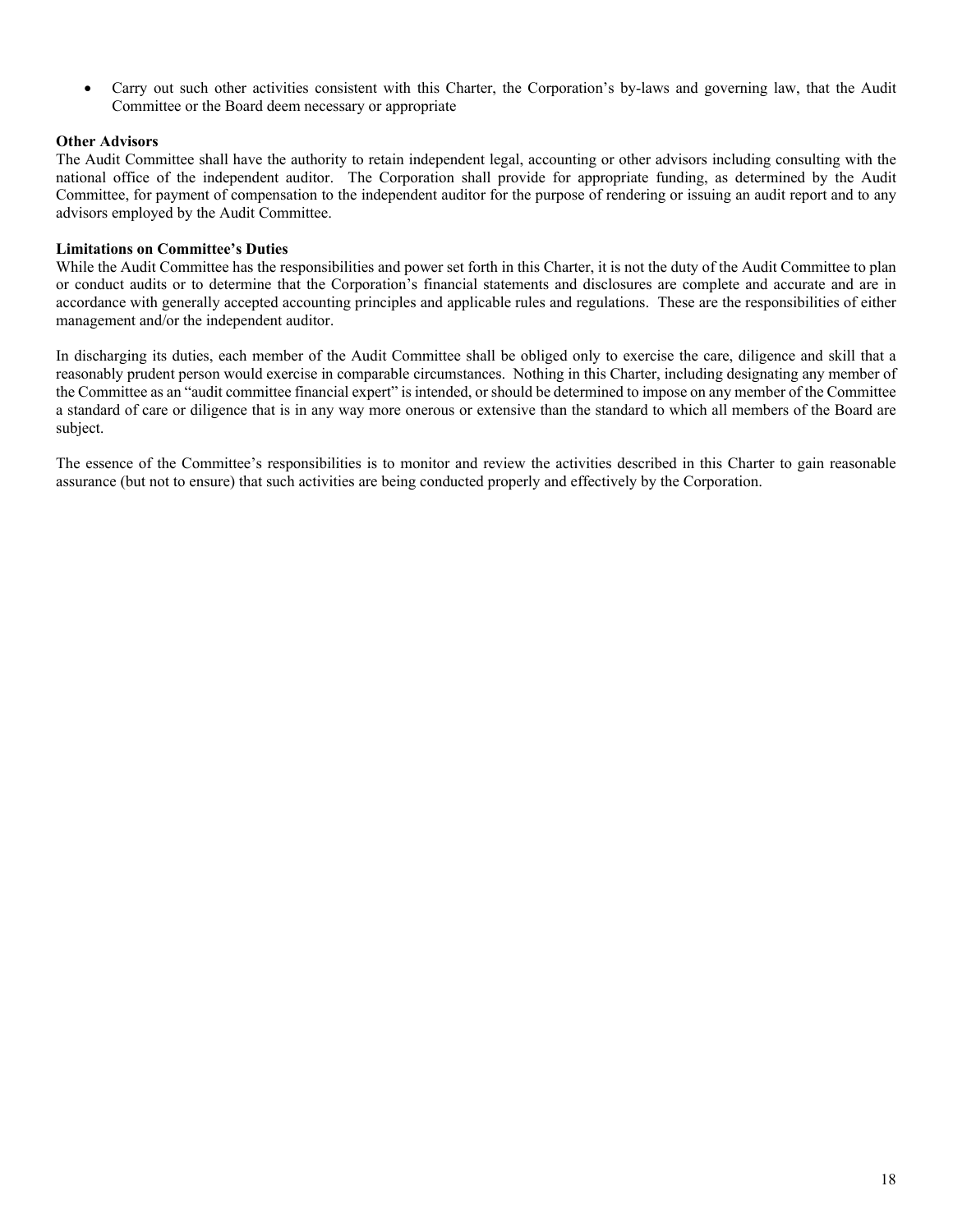- Carry out such other activities consistent with this Charter, the Corporation's by-laws and governing law, that the Audit Committee or the Board deem necessary or appropriate

**Other Advisors**

The Audit Committee shall have the authority to retain independent legal, accounting or other advisors including consulting with the national office of the independent auditor. The Corporation shall provide for appropriate funding, as determined by the Audit Committee, for payment of compensation to the independent auditor for the purpose of rendering or issuing an audit report and to any advisors employed by the Audit Committee.

**Limitations on Committee's Duties**

While the Audit Committee has the responsibilities and power set forth in this Charter, it is not the duty of the Audit Committee to plan or conduct audits or to determine that the Corporation's financial statements and disclosures are complete and accurate and are in accordance with generally accepted accounting principles and applicable rules and regulations. These are the responsibilities of either management and/or the independent auditor.

In discharging its duties, each member of the Audit Committee shall be obliged only to exercise the care, diligence and skill that a reasonably prudent person would exercise in comparable circumstances. Nothing in this Charter, including designating any member of the Committee as an "audit committee financial expert" is intended, or should be determined to impose on any member of the Committee a standard of care or diligence that is in any way more onerous or extensive than the standard to which all members of the Board are subject.

The essence of the Committee's responsibilities is to monitor and review the activities described in this Charter to gain reasonable assurance (but not to ensure) that such activities are being conducted properly and effectively by the Corporation.